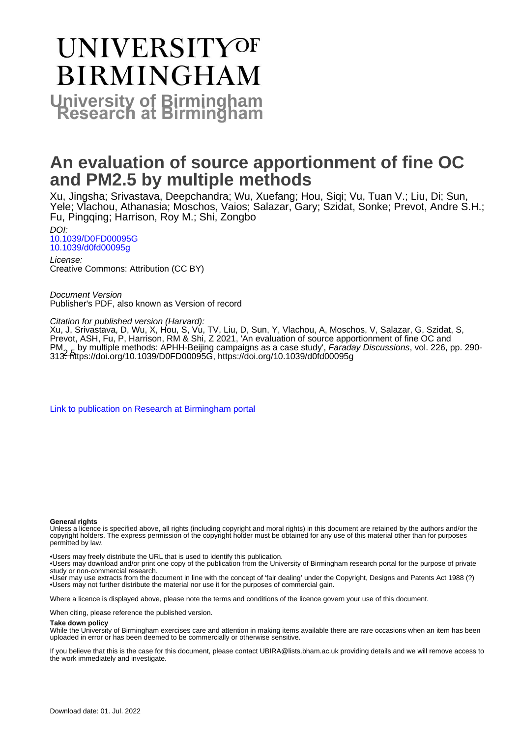# UNIVERSITY OF BIRMINGHAM

## University of Birmingham Research at Birmingham

# An evaluation of source apportionment of fine OC and PM2.5 by multiple methods

Xu, Jingsha; Srivastava, Deepchandra; Wu, Xuefang; Hou, Siqi; Vu, Tuan V.; Liu, Di; Sun, Yele; Vlachou, Athanasia; Moschos, Vaios; Salazar, Gary; Szidat, Sonke; Prevot, Andre S.H.; Fu, Pingqing; Harrison, Roy M.; Shi, Zongbo

*DOI:*
[10.1039/D0FD00095G](https://doi.org/10.1039/D0FD00095G)
[10.1039/d0fd00095g](https://doi.org/10.1039/d0fd00095g)

*License:*
Creative Commons: Attribution (CC BY)

*Document Version*
Publisher's PDF, also known as Version of record

*Citation for published version (Harvard):*
Xu, J, Srivastava, D, Wu, X, Hou, S, Vu, TV, Liu, D, Sun, Y, Vlachou, A, Moschos, V, Salazar, G, Szidat, S, Prevot, ASH, Fu, P, Harrison, RM & Shi, Z 2021, 'An evaluation of source apportionment of fine OC and $PM_{2.5}$ by multiple methods: APHH-Beijing campaigns as a case study', *Faraday Discussions*, vol. 226, pp. 290-313. https://doi.org/10.1039/D0FD00095G, https://doi.org/10.1039/d0fd00095g

[Link to publication on Research at Birmingham portal]

**General rights**

Unless a licence is specified above, all rights (including copyright and moral rights) in this document are retained by the authors and/or the copyright holders. The express permission of the copyright holder must be obtained for any use of this material other than for purposes permitted by law.

•Users may freely distribute the URL that is used to identify this publication.
•Users may download and/or print one copy of the publication from the University of Birmingham research portal for the purpose of private study or non-commercial research.
•User may use extracts from the document in line with the concept of 'fair dealing' under the Copyright, Designs and Patents Act 1988 (?)
•Users may not further distribute the material nor use it for the purposes of commercial gain.

Where a licence is displayed above, please note the terms and conditions of the licence govern your use of this document.

When citing, please reference the published version.

**Take down policy**

While the University of Birmingham exercises care and attention in making items available there are rare occasions when an item has been uploaded in error or has been deemed to be commercially or otherwise sensitive.

If you believe that this is the case for this document, please contact UBIRA@lists.bham.ac.uk providing details and we will remove access to the work immediately and investigate.

Download date: 01. Jul. 2022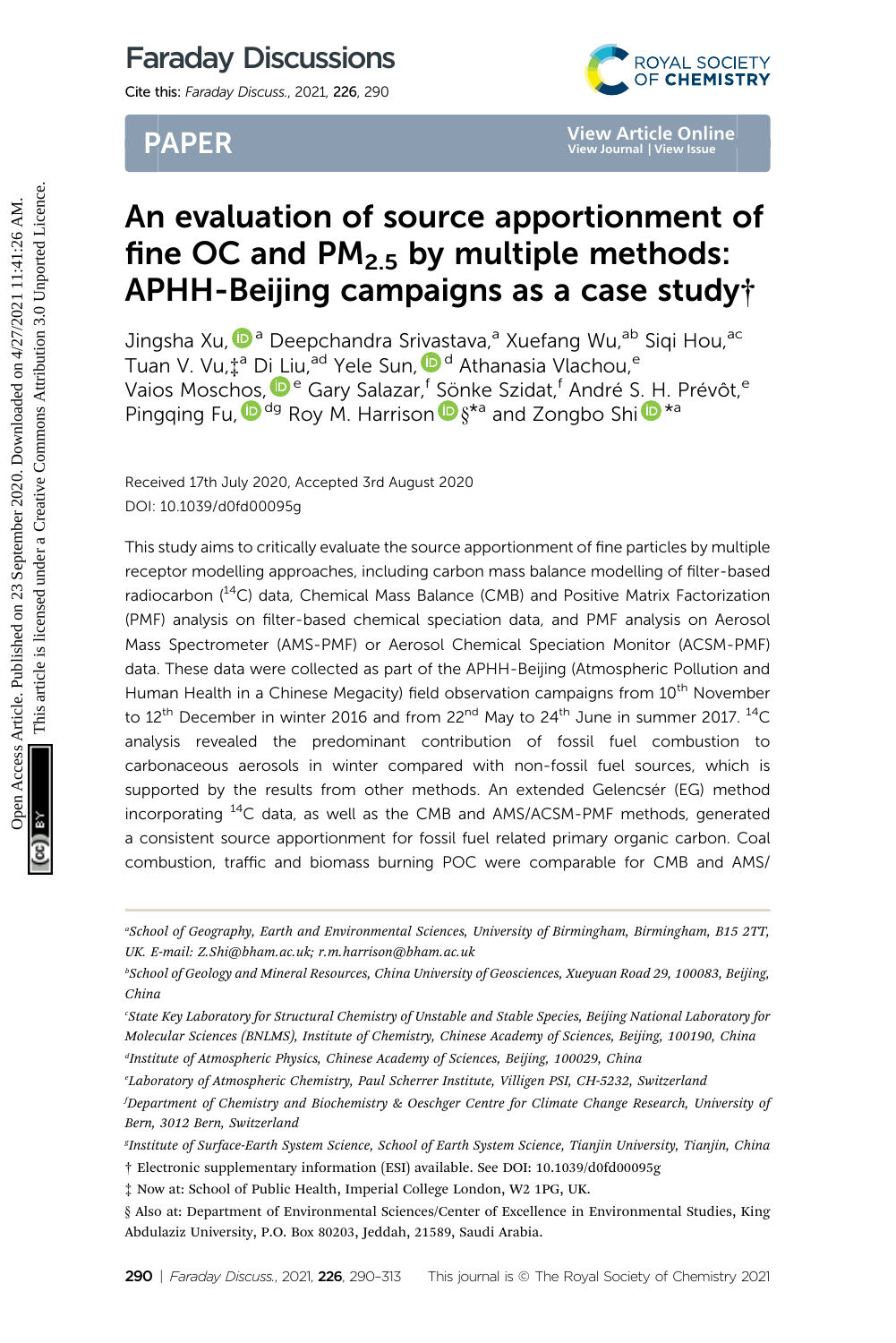# An evaluation of source apportionment of fine OC and $PM_{2.5}$ by multiple methods: APHH-Beijing campaigns as a case study†

Jingsha Xu,[a] Deepchandra Srivastava,[a] Xuefang Wu,[ab] Siqi Hou,[ac] Tuan V. Vu,‡[a] Di Liu,[ad] Yele Sun,[d] Athanasia Vlachou,[e] Vaios Moschos,[e] Gary Salazar,[f] Sönke Szidat,[f] André S. H. Prévôt,[e] Pingqing Fu,[dg] Roy M. Harrison§*[a] and Zongbo Shi*[a]

Received 17th July 2020, Accepted 3rd August 2020

DOI: 10.1039/d0fd00095g

This study aims to critically evaluate the source apportionment of fine particles by multiple receptor modelling approaches, including carbon mass balance modelling of filter-based radiocarbon ($^{14}C$) data, Chemical Mass Balance (CMB) and Positive Matrix Factorization (PMF) analysis on filter-based chemical speciation data, and PMF analysis on Aerosol Mass Spectrometer (AMS-PMF) or Aerosol Chemical Speciation Monitor (ACSM-PMF) data. These data were collected as part of the APHH-Beijing (Atmospheric Pollution and Human Health in a Chinese Megacity) field observation campaigns from 10th November to 12th December in winter 2016 and from 22nd May to 24th June in summer 2017. $^{14}C$ analysis revealed the predominant contribution of fossil fuel combustion to carbonaceous aerosols in winter compared with non-fossil fuel sources, which is supported by the results from other methods. An extended Gelencsér (EG) method incorporating $^{14}C$ data, as well as the CMB and AMS/ACSM-PMF methods, generated a consistent source apportionment for fossil fuel related primary organic carbon. Coal combustion, traffic and biomass burning POC were comparable for CMB and AMS/

---

[a] School of Geography, Earth and Environmental Sciences, University of Birmingham, Birmingham, B15 2TT, UK. E-mail: Z.Shi@bham.ac.uk; r.m.harrison@bham.ac.uk

[b] School of Geology and Mineral Resources, China University of Geosciences, Xueyuan Road 29, 100083, Beijing, China

[c] State Key Laboratory for Structural Chemistry of Unstable and Stable Species, Beijing National Laboratory for Molecular Sciences (BNLMS), Institute of Chemistry, Chinese Academy of Sciences, Beijing, 100190, China

[d] Institute of Atmospheric Physics, Chinese Academy of Sciences, Beijing, 100029, China

[e] Laboratory of Atmospheric Chemistry, Paul Scherrer Institute, Villigen PSI, CH-5232, Switzerland

[f] Department of Chemistry and Biochemistry & Oeschger Centre for Climate Change Research, University of Bern, 3012 Bern, Switzerland

[g] Institute of Surface-Earth System Science, School of Earth System Science, Tianjin University, Tianjin, China

† Electronic supplementary information (ESI) available. See DOI: 10.1039/d0fd00095g

‡ Now at: School of Public Health, Imperial College London, W2 1PG, UK.

§ Also at: Department of Environmental Sciences/Center of Excellence in Environmental Studies, King Abdulaziz University, P.O. Box 80203, Jeddah, 21589, Saudi Arabia.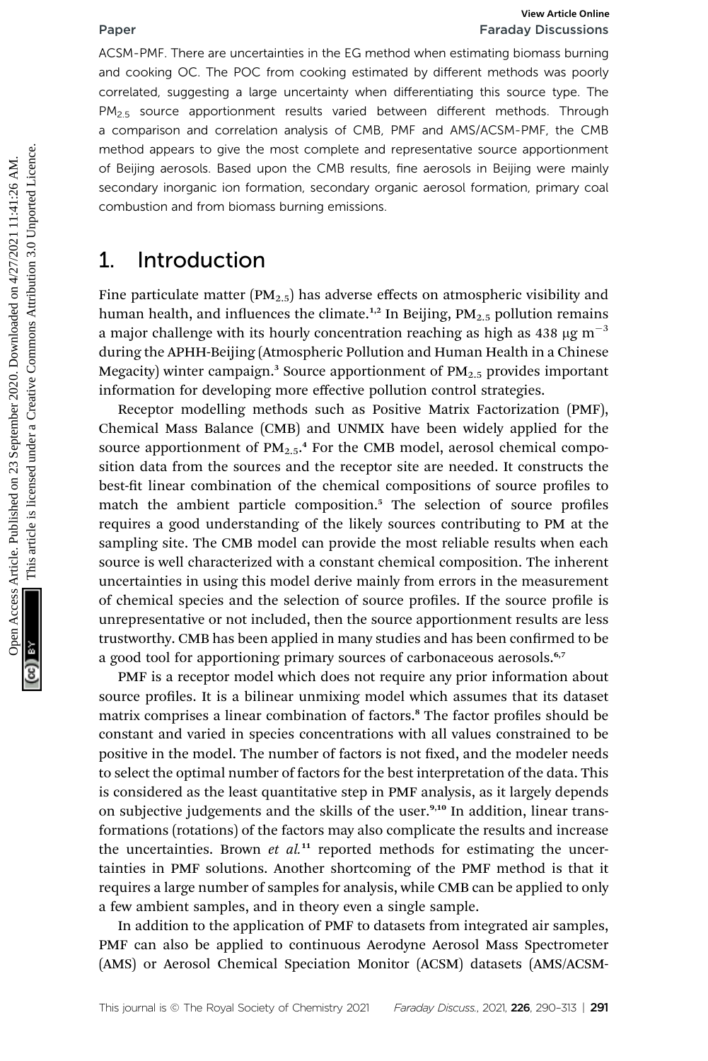ACSM-PMF. There are uncertainties in the EG method when estimating biomass burning and cooking OC. The POC from cooking estimated by different methods was poorly correlated, suggesting a large uncertainty when differentiating this source type. The $PM_{2.5}$ source apportionment results varied between different methods. Through a comparison and correlation analysis of CMB, PMF and AMS/ACSM-PMF, the CMB method appears to give the most complete and representative source apportionment of Beijing aerosols. Based upon the CMB results, fine aerosols in Beijing were mainly secondary inorganic ion formation, secondary organic aerosol formation, primary coal combustion and from biomass burning emissions.

# 1. Introduction

Fine particulate matter ($PM_{2.5}$) has adverse effects on atmospheric visibility and human health, and influences the climate.[1,2] In Beijing, $PM_{2.5}$ pollution remains a major challenge with its hourly concentration reaching as high as 438 $\mu g\ m^{-3}$ during the APHH-Beijing (Atmospheric Pollution and Human Health in a Chinese Megacity) winter campaign.[3] Source apportionment of $PM_{2.5}$ provides important information for developing more effective pollution control strategies.

Receptor modelling methods such as Positive Matrix Factorization (PMF), Chemical Mass Balance (CMB) and UNMIX have been widely applied for the source apportionment of $PM_{2.5}$.[4] For the CMB model, aerosol chemical composition data from the sources and the receptor site are needed. It constructs the best-fit linear combination of the chemical compositions of source profiles to match the ambient particle composition.[5] The selection of source profiles requires a good understanding of the likely sources contributing to PM at the sampling site. The CMB model can provide the most reliable results when each source is well characterized with a constant chemical composition. The inherent uncertainties in using this model derive mainly from errors in the measurement of chemical species and the selection of source profiles. If the source profile is unrepresentative or not included, then the source apportionment results are less trustworthy. CMB has been applied in many studies and has been confirmed to be a good tool for apportioning primary sources of carbonaceous aerosols.[6,7]

PMF is a receptor model which does not require any prior information about source profiles. It is a bilinear unmixing model which assumes that its dataset matrix comprises a linear combination of factors.[8] The factor profiles should be constant and varied in species concentrations with all values constrained to be positive in the model. The number of factors is not fixed, and the modeler needs to select the optimal number of factors for the best interpretation of the data. This is considered as the least quantitative step in PMF analysis, as it largely depends on subjective judgements and the skills of the user.[9,10] In addition, linear transformations (rotations) of the factors may also complicate the results and increase the uncertainties. Brown *et al.*[11] reported methods for estimating the uncertainties in PMF solutions. Another shortcoming of the PMF method is that it requires a large number of samples for analysis, while CMB can be applied to only a few ambient samples, and in theory even a single sample.

In addition to the application of PMF to datasets from integrated air samples, PMF can also be applied to continuous Aerodyne Aerosol Mass Spectrometer (AMS) or Aerosol Chemical Speciation Monitor (ACSM) datasets (AMS/ACSM-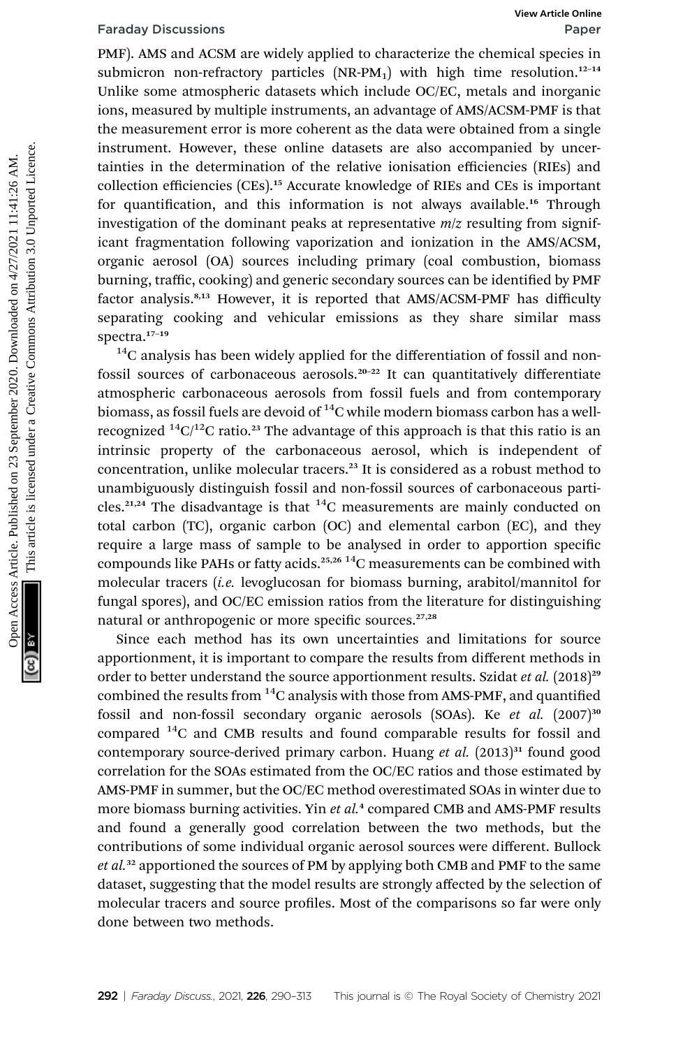PMF). AMS and ACSM are widely applied to characterize the chemical species in submicron non-refractory particles (NR-$PM_1$) with high time resolution.[12–14] Unlike some atmospheric datasets which include OC/EC, metals and inorganic ions, measured by multiple instruments, an advantage of AMS/ACSM-PMF is that the measurement error is more coherent as the data were obtained from a single instrument. However, these online datasets are also accompanied by uncertainties in the determination of the relative ionisation efficiencies (RIEs) and collection efficiencies (CEs).[15] Accurate knowledge of RIEs and CEs is important for quantification, and this information is not always available.[16] Through investigation of the dominant peaks at representative $m/z$ resulting from significant fragmentation following vaporization and ionization in the AMS/ACSM, organic aerosol (OA) sources including primary (coal combustion, biomass burning, traffic, cooking) and generic secondary sources can be identified by PMF factor analysis.[8,13] However, it is reported that AMS/ACSM-PMF has difficulty separating cooking and vehicular emissions as they share similar mass spectra.[17–19]

$^{14}C$ analysis has been widely applied for the differentiation of fossil and non-fossil sources of carbonaceous aerosols.[20–22] It can quantitatively differentiate atmospheric carbonaceous aerosols from fossil fuels and from contemporary biomass, as fossil fuels are devoid of $^{14}C$ while modern biomass carbon has a well-recognized $^{14}C/^{12}C$ ratio.[23] The advantage of this approach is that this ratio is an intrinsic property of the carbonaceous aerosol, which is independent of concentration, unlike molecular tracers.[23] It is considered as a robust method to unambiguously distinguish fossil and non-fossil sources of carbonaceous particles.[21,24] The disadvantage is that $^{14}C$ measurements are mainly conducted on total carbon (TC), organic carbon (OC) and elemental carbon (EC), and they require a large mass of sample to be analysed in order to apportion specific compounds like PAHs or fatty acids.[25,26] $^{14}C$ measurements can be combined with molecular tracers (*i.e.* levoglucosan for biomass burning, arabitol/mannitol for fungal spores), and OC/EC emission ratios from the literature for distinguishing natural or anthropogenic or more specific sources.[27,28]

Since each method has its own uncertainties and limitations for source apportionment, it is important to compare the results from different methods in order to better understand the source apportionment results. Szidat *et al.* (2018)[29] combined the results from $^{14}C$ analysis with those from AMS-PMF, and quantified fossil and non-fossil secondary organic aerosols (SOAs). Ke *et al.* (2007)[30] compared $^{14}C$ and CMB results and found comparable results for fossil and contemporary source-derived primary carbon. Huang *et al.* (2013)[31] found good correlation for the SOAs estimated from the OC/EC ratios and those estimated by AMS-PMF in summer, but the OC/EC method overestimated SOAs in winter due to more biomass burning activities. Yin *et al.*[4] compared CMB and AMS-PMF results and found a generally good correlation between the two methods, but the contributions of some individual organic aerosol sources were different. Bullock *et al.*[32] apportioned the sources of PM by applying both CMB and PMF to the same dataset, suggesting that the model results are strongly affected by the selection of molecular tracers and source profiles. Most of the comparisons so far were only done between two methods.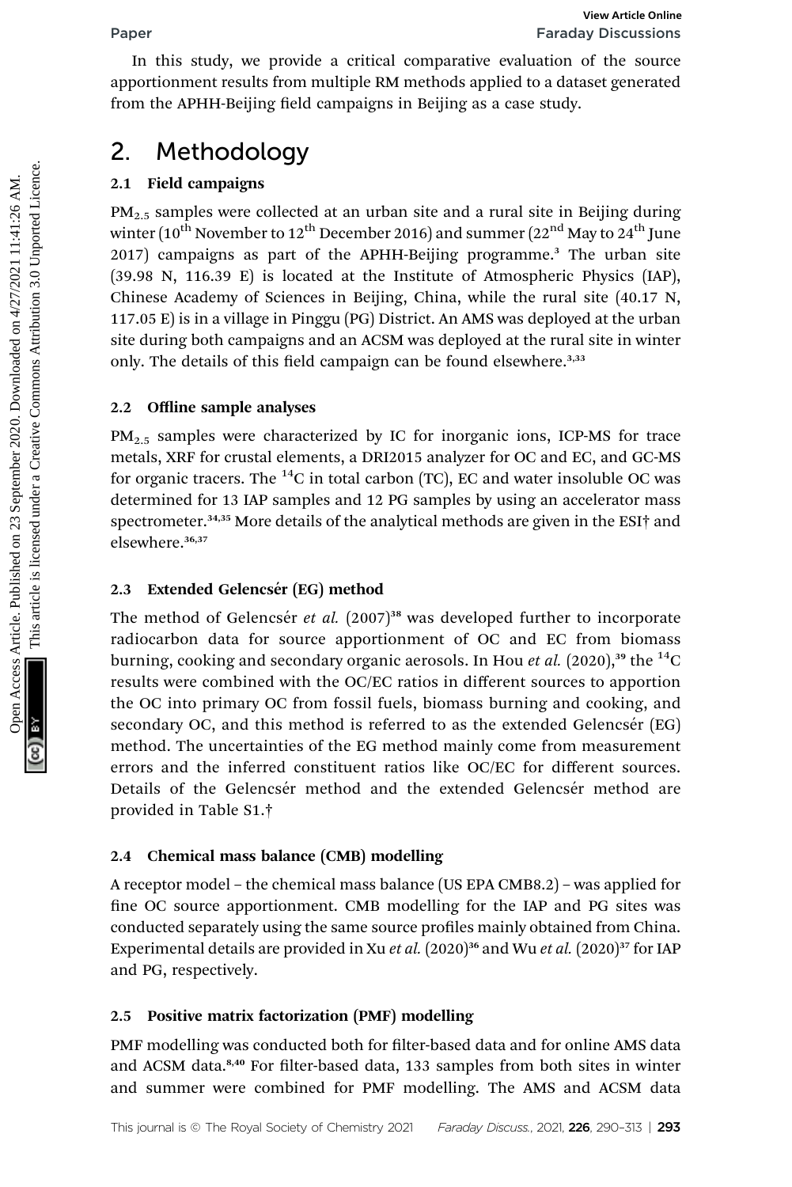In this study, we provide a critical comparative evaluation of the source apportionment results from multiple RM methods applied to a dataset generated from the APHH-Beijing field campaigns in Beijing as a case study.

# 2. Methodology

## 2.1 Field campaigns

$PM_{2.5}$ samples were collected at an urban site and a rural site in Beijing during winter (10th November to 12th December 2016) and summer (22nd May to 24th June 2017) campaigns as part of the APHH-Beijing programme.[3] The urban site (39.98 N, 116.39 E) is located at the Institute of Atmospheric Physics (IAP), Chinese Academy of Sciences in Beijing, China, while the rural site (40.17 N, 117.05 E) is in a village in Pinggu (PG) District. An AMS was deployed at the urban site during both campaigns and an ACSM was deployed at the rural site in winter only. The details of this field campaign can be found elsewhere.[3,33]

## 2.2 Offline sample analyses

$PM_{2.5}$ samples were characterized by IC for inorganic ions, ICP-MS for trace metals, XRF for crustal elements, a DRI2015 analyzer for OC and EC, and GC-MS for organic tracers. The $^{14}C$ in total carbon (TC), EC and water insoluble OC was determined for 13 IAP samples and 12 PG samples by using an accelerator mass spectrometer.[34,35] More details of the analytical methods are given in the ESI† and elsewhere.[36,37]

## 2.3 Extended Gelencsér (EG) method

The method of Gelencsér *et al.* (2007)[38] was developed further to incorporate radiocarbon data for source apportionment of OC and EC from biomass burning, cooking and secondary organic aerosols. In Hou *et al.* (2020),[39] the $^{14}C$ results were combined with the OC/EC ratios in different sources to apportion the OC into primary OC from fossil fuels, biomass burning and cooking, and secondary OC, and this method is referred to as the extended Gelencsér (EG) method. The uncertainties of the EG method mainly come from measurement errors and the inferred constituent ratios like OC/EC for different sources. Details of the Gelencsér method and the extended Gelencsér method are provided in Table S1.†

## 2.4 Chemical mass balance (CMB) modelling

A receptor model – the chemical mass balance (US EPA CMB8.2) – was applied for fine OC source apportionment. CMB modelling for the IAP and PG sites was conducted separately using the same source profiles mainly obtained from China. Experimental details are provided in Xu *et al.* (2020)[36] and Wu *et al.* (2020)[37] for IAP and PG, respectively.

## 2.5 Positive matrix factorization (PMF) modelling

PMF modelling was conducted both for filter-based data and for online AMS data and ACSM data.[8,40] For filter-based data, 133 samples from both sites in winter and summer were combined for PMF modelling. The AMS and ACSM data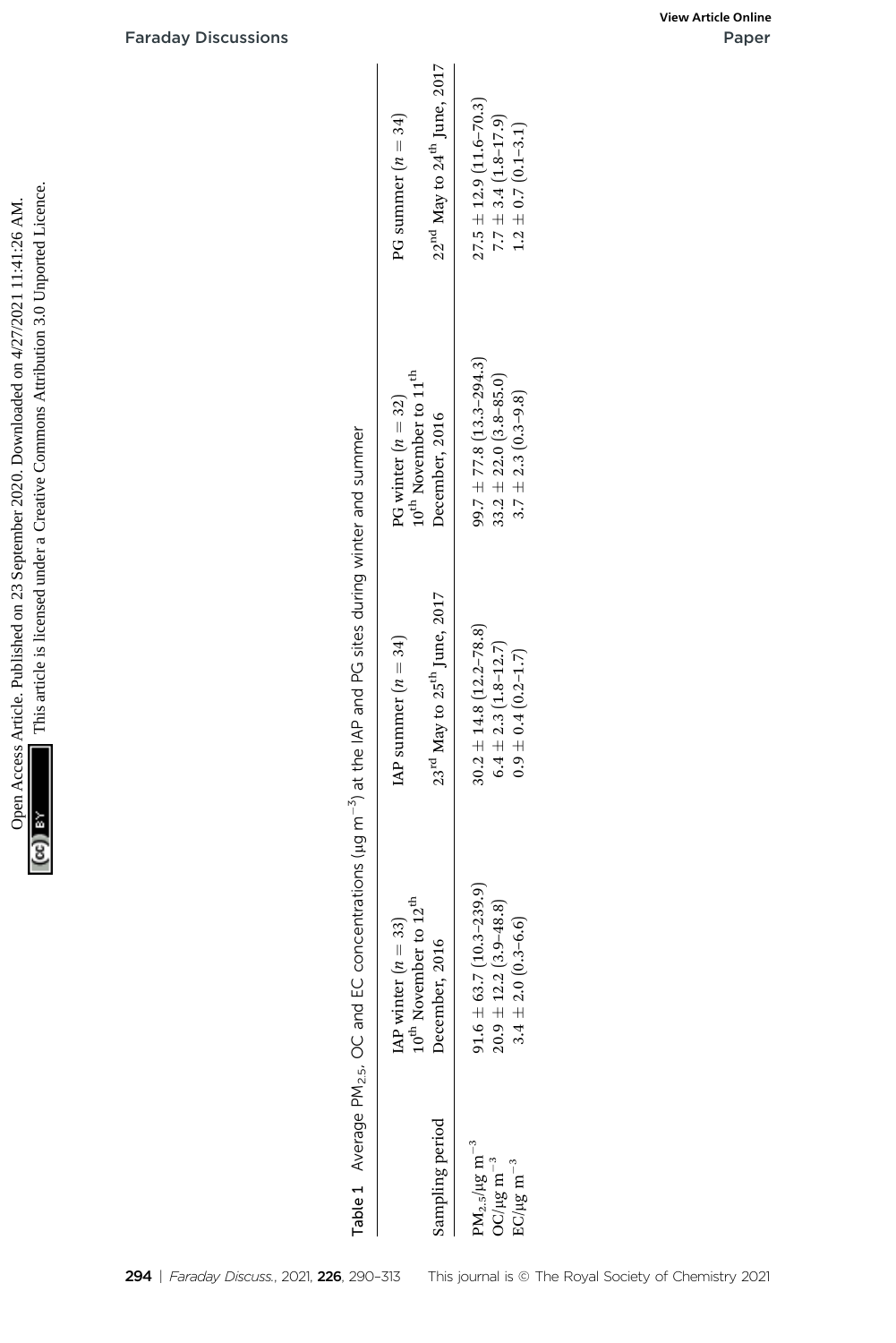Table 1 Average $PM_{2.5}$, OC and EC concentrations (μg $m^{-3}$) at the IAP and PG sites during winter and summer

| | IAP winter ($n = 33$) | IAP summer ($n = 34$) | PG winter ($n = 32$) | PG summer ($n = 34$) |
|---|---|---|---|---|
| Sampling period | 10th November to 12th December, 2016 | 23rd May to 25th June, 2017 | 10th November to 11th December, 2016 | 22nd May to 24th June, 2017 |
| $PM_{2.5}$/μg $m^{-3}$ | 91.6 ± 63.7 (10.3–239.9) | 30.2 ± 14.8 (12.2–78.8) | 99.7 ± 77.8 (13.3–294.3) | 27.5 ± 12.9 (11.6–70.3) |
| OC/μg $m^{-3}$ | 20.9 ± 12.2 (3.9–48.8) | 6.4 ± 2.3 (1.8–12.7) | 33.2 ± 22.0 (3.8–85.0) | 7.7 ± 3.4 (1.8–17.9) |
| EC/μg $m^{-3}$ | 3.4 ± 2.0 (0.3–6.6) | 0.9 ± 0.4 (0.2–1.7) | 3.7 ± 2.3 (0.3–9.8) | 1.2 ± 0.7 (0.1–3.1) |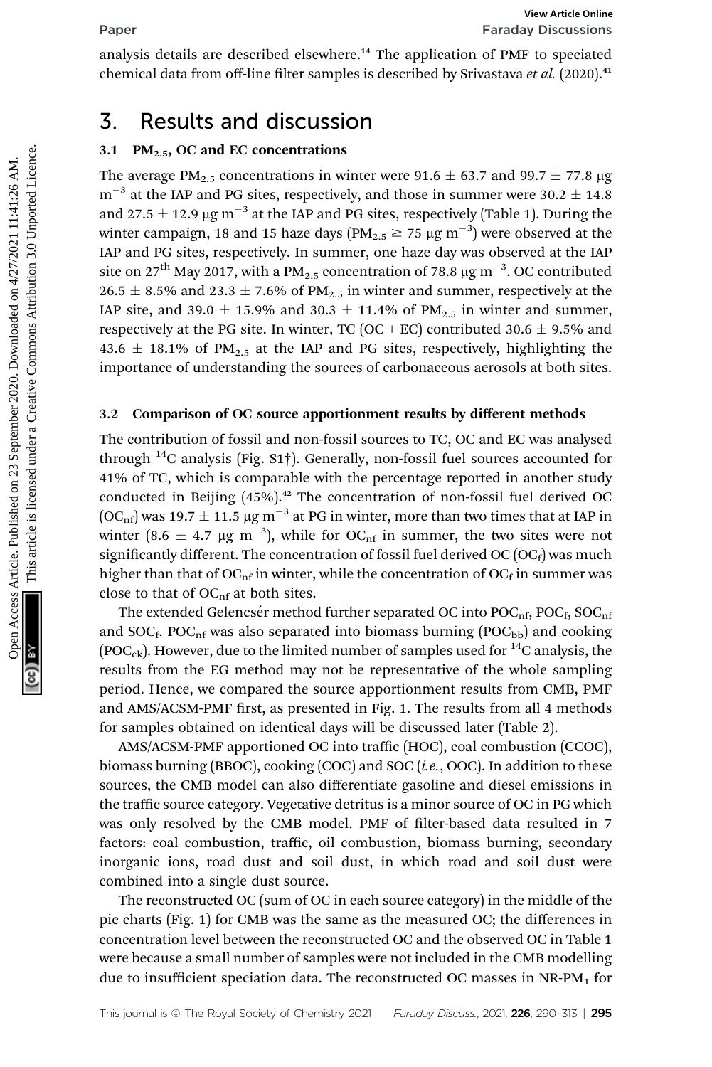analysis details are described elsewhere.[14] The application of PMF to speciated chemical data from off-line filter samples is described by Srivastava *et al.* (2020).[41]

# 3. Results and discussion

## 3.1 $PM_{2.5}$, OC and EC concentrations

The average $PM_{2.5}$ concentrations in winter were 91.6 ± 63.7 and 99.7 ± 77.8 μg $m^{-3}$ at the IAP and PG sites, respectively, and those in summer were 30.2 ± 14.8 and 27.5 ± 12.9 μg $m^{-3}$ at the IAP and PG sites, respectively (Table 1). During the winter campaign, 18 and 15 haze days ($PM_{2.5} \geq 75$ μg $m^{-3}$) were observed at the IAP and PG sites, respectively. In summer, one haze day was observed at the IAP site on 27th May 2017, with a $PM_{2.5}$ concentration of 78.8 μg $m^{-3}$. OC contributed 26.5 ± 8.5% and 23.3 ± 7.6% of $PM_{2.5}$ in winter and summer, respectively at the IAP site, and 39.0 ± 15.9% and 30.3 ± 11.4% of $PM_{2.5}$ in winter and summer, respectively at the PG site. In winter, TC (OC + EC) contributed 30.6 ± 9.5% and 43.6 ± 18.1% of $PM_{2.5}$ at the IAP and PG sites, respectively, highlighting the importance of understanding the sources of carbonaceous aerosols at both sites.

## 3.2 Comparison of OC source apportionment results by different methods

The contribution of fossil and non-fossil sources to TC, OC and EC was analysed through $^{14}C$ analysis (Fig. S1†). Generally, non-fossil fuel sources accounted for 41% of TC, which is comparable with the percentage reported in another study conducted in Beijing (45%).[42] The concentration of non-fossil fuel derived OC ($OC_{nf}$) was 19.7 ± 11.5 μg $m^{-3}$ at PG in winter, more than two times that at IAP in winter (8.6 ± 4.7 μg $m^{-3}$), while for $OC_{nf}$ in summer, the two sites were not significantly different. The concentration of fossil fuel derived OC ($OC_f$) was much higher than that of $OC_{nf}$ in winter, while the concentration of $OC_f$ in summer was close to that of $OC_{nf}$ at both sites.

The extended Gelencsér method further separated OC into $POC_{nf}$, $POC_f$, $SOC_{nf}$ and $SOC_f$. $POC_{nf}$ was also separated into biomass burning ($POC_{bb}$) and cooking ($POC_{ck}$). However, due to the limited number of samples used for $^{14}C$ analysis, the results from the EG method may not be representative of the whole sampling period. Hence, we compared the source apportionment results from CMB, PMF and AMS/ACSM-PMF first, as presented in Fig. 1. The results from all 4 methods for samples obtained on identical days will be discussed later (Table 2).

AMS/ACSM-PMF apportioned OC into traffic (HOC), coal combustion (CCOC), biomass burning (BBOC), cooking (COC) and SOC (*i.e.*, OOC). In addition to these sources, the CMB model can also differentiate gasoline and diesel emissions in the traffic source category. Vegetative detritus is a minor source of OC in PG which was only resolved by the CMB model. PMF of filter-based data resulted in 7 factors: coal combustion, traffic, oil combustion, biomass burning, secondary inorganic ions, road dust and soil dust, in which road and soil dust were combined into a single dust source.

The reconstructed OC (sum of OC in each source category) in the middle of the pie charts (Fig. 1) for CMB was the same as the measured OC; the differences in concentration level between the reconstructed OC and the observed OC in Table 1 were because a small number of samples were not included in the CMB modelling due to insufficient speciation data. The reconstructed OC masses in NR-$PM_1$ for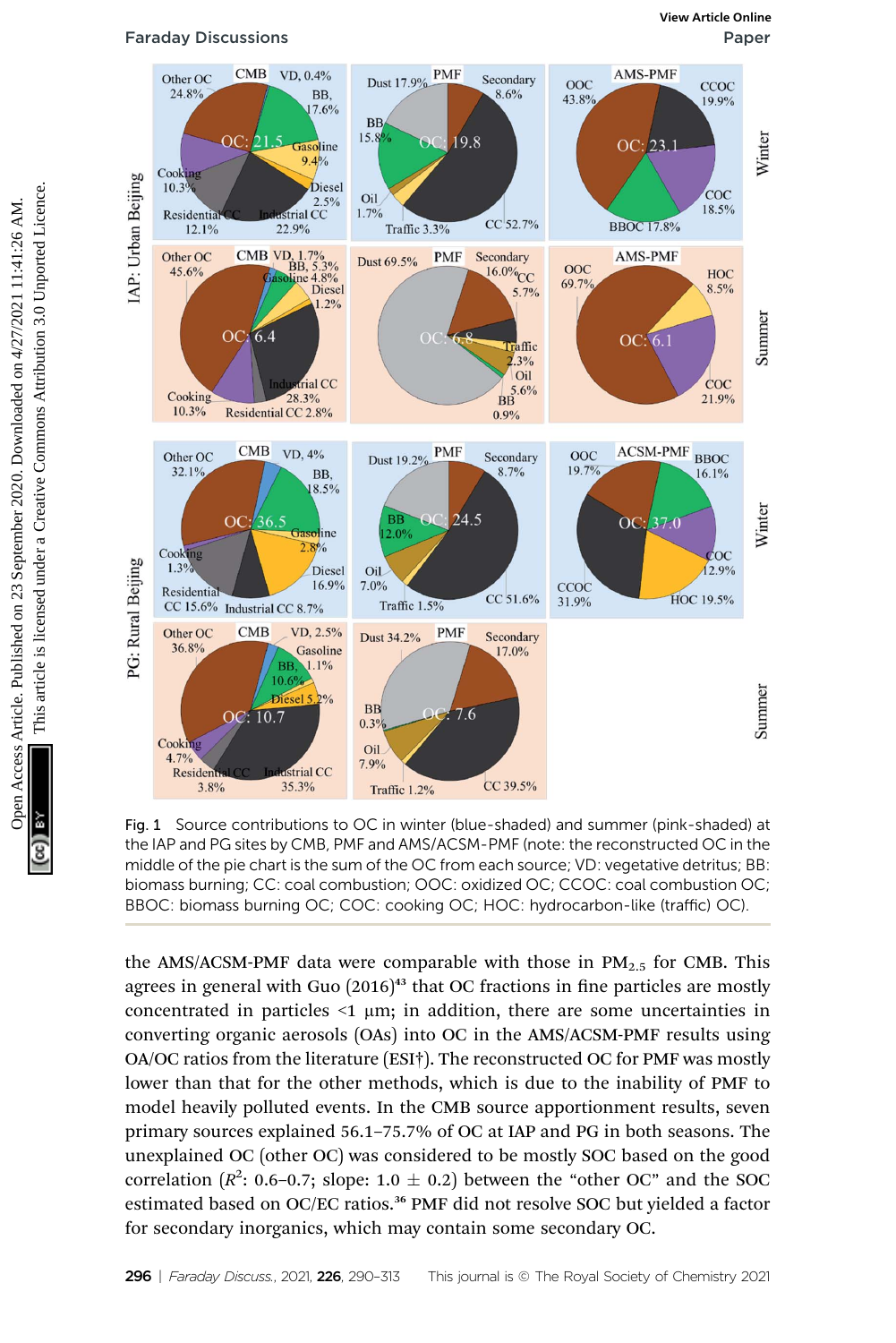Fig. 1 Source contributions to OC in winter (blue-shaded) and summer (pink-shaded) at the IAP and PG sites by CMB, PMF and AMS/ACSM-PMF (note: the reconstructed OC in the middle of the pie chart is the sum of the OC from each source; VD: vegetative detritus; BB: biomass burning; CC: coal combustion; OOC: oxidized OC; CCOC: coal combustion OC; BBOC: biomass burning OC; COC: cooking OC; HOC: hydrocarbon-like (traffic) OC).

the AMS/ACSM-PMF data were comparable with those in $PM_{2.5}$ for CMB. This agrees in general with Guo (2016)[43] that OC fractions in fine particles are mostly concentrated in particles <1 μm; in addition, there are some uncertainties in converting organic aerosols (OAs) into OC in the AMS/ACSM-PMF results using OA/OC ratios from the literature (ESI†). The reconstructed OC for PMF was mostly lower than that for the other methods, which is due to the inability of PMF to model heavily polluted events. In the CMB source apportionment results, seven primary sources explained 56.1–75.7% of OC at IAP and PG in both seasons. The unexplained OC (other OC) was considered to be mostly SOC based on the good correlation ($R^2$: 0.6–0.7; slope: 1.0 ± 0.2) between the "other OC" and the SOC estimated based on OC/EC ratios.[36] PMF did not resolve SOC but yielded a factor for secondary inorganics, which may contain some secondary OC.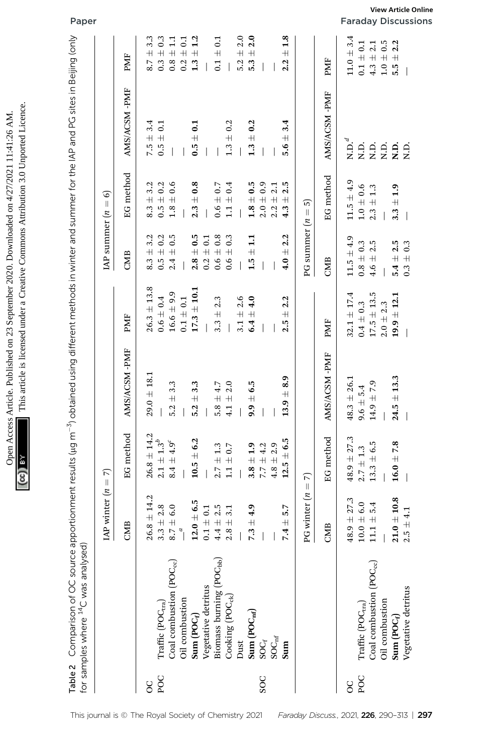Table 2 Comparison of OC source apportionment results (μg m$^{-3}$) obtained using different methods in winter and summer for the IAP and PG sites in Beijing (only for samples where $^{14}$C was analysed)

| | | IAP winter ($n$ = 7) | | | | IAP summer ($n$ = 6) | | | |
|---|---|---|---|---|---|---|---|---|---|
| | | CMB | EG method | AMS/ACSM -PMF | PMF | CMB | EG method | AMS/ACSM -PMF | PMF |
| OC | | 26.8 ± 14.2 | 26.8 ± 14.2 | 29.0 ± 18.1 | 26.3 ± 13.8 | 8.3 ± 3.2 | 8.3 ± 3.2 | 7.5 ± 3.4 | 8.7 ± 3.3 |
| POC | Traffic ($POC_{tra}$) | 3.3 ± 2.8 | 2.1 ± 1.3[b] | — | 0.6 ± 0.4 | 0.5 ± 0.2 | 0.5 ± 0.2 | 0.5 ± 0.1 | 0.3 ± 0.3 |
| | Coal combustion ($POC_{cc}$) | 8.7 ± 6.0 | 8.4 ± 4.9[c] | 5.2 ± 3.3 | 16.6 ± 9.9 | 2.4 ± 0.5 | 1.8 ± 0.6 | — | 0.8 ± 1.1 |
| | Oil combustion | —[a] | — | — | 0.1 ± 0.1 | — | — | — | 0.2 ± 0.1 |
| | **Sum ($POC_f$)** | **12.0 ± 6.5** | **10.5 ± 6.2** | **5.2 ± 3.3** | **17.3 ± 10.1** | **2.8 ± 0.5** | **2.3 ± 0.8** | **0.5 ± 0.1** | **1.3 ± 1.2** |
| | Vegetative detritus | 0.1 ± 0.1 | — | — | — | 0.2 ± 0.1 | — | — | — |
| | Biomass burning ($POC_{bb}$) | 4.4 ± 2.5 | 2.7 ± 1.3 | 5.8 ± 4.7 | 3.3 ± 2.3 | 0.6 ± 0.8 | 0.6 ± 0.7 | — | 0.1 ± 0.1 |
| | Cooking ($POC_{ck}$) | 2.8 ± 3.1 | 1.1 ± 0.7 | 4.1 ± 2.0 | — | 0.6 ± 0.3 | 1.1 ± 0.4 | 1.3 ± 0.2 | — |
| | Dust | — | — | — | 3.1 ± 2.6 | — | — | — | 5.2 ± 2.0 |
| | **Sum ($POC_{nf}$)** | **7.3 ± 4.9** | **3.8 ± 1.9** | **9.9 ± 6.5** | **6.4 ± 4.0** | **1.5 ± 1.1** | **1.8 ± 0.5** | **1.3 ± 0.2** | **5.3 ± 2.0** |
| SOC | $SOC_f$ | — | 7.7 ± 4.2 | — | — | — | 2.0 ± 0.9 | — | — |
| | $SOC_{nf}$ | — | 4.8 ± 2.9 | — | — | — | 2.2 ± 2.1 | — | — |
| | **Sum** | **7.4 ± 5.7** | **12.5 ± 6.5** | **13.9 ± 8.9** | **2.5 ± 2.2** | **4.0 ± 2.2** | **4.3 ± 2.5** | **5.6 ± 3.4** | **2.2 ± 1.8** |

| | | PG winter ($n$ = 7) | | | | PG summer ($n$ = 5) | | | |
|---|---|---|---|---|---|---|---|---|---|
| | | CMB | EG method | AMS/ACSM -PMF | PMF | CMB | EG method | AMS/ACSM -PMF | PMF |
| OC | | 48.9 ± 27.3 | 48.9 ± 27.3 | 48.3 ± 26.1 | 32.1 ± 17.4 | 11.5 ± 4.9 | 11.5 ± 4.9 | N.D.[d] | 11.0 ± 3.4 |
| POC | Traffic ($POC_{tra}$) | 10.0 ± 6.0 | 2.7 ± 1.3 | 9.6 ± 5.4 | 0.4 ± 0.3 | 0.8 ± 0.3 | 1.0 ± 0.6 | N.D. | 0.1 ± 0.1 |
| | Coal combustion ($POC_{cc}$) | 11.1 ± 5.4 | 13.3 ± 6.5 | 14.9 ± 7.9 | 17.5 ± 13.5 | 4.6 ± 2.5 | 2.3 ± 1.3 | N.D. | 4.3 ± 2.1 |
| | Oil combustion | — | — | — | 2.0 ± 2.3 | — | — | N.D. | 1.0 ± 0.5 |
| | **Sum ($POC_f$)** | **21.0 ± 10.8** | **16.0 ± 7.8** | **24.5 ± 13.3** | **19.9 ± 12.1** | **5.4 ± 2.5** | **3.3 ± 1.9** | **N.D.** | **5.5 ± 2.2** |
| | Vegetative detritus | 2.5 ± 4.1 | — | — | — | 0.3 ± 0.3 | — | N.D. | — |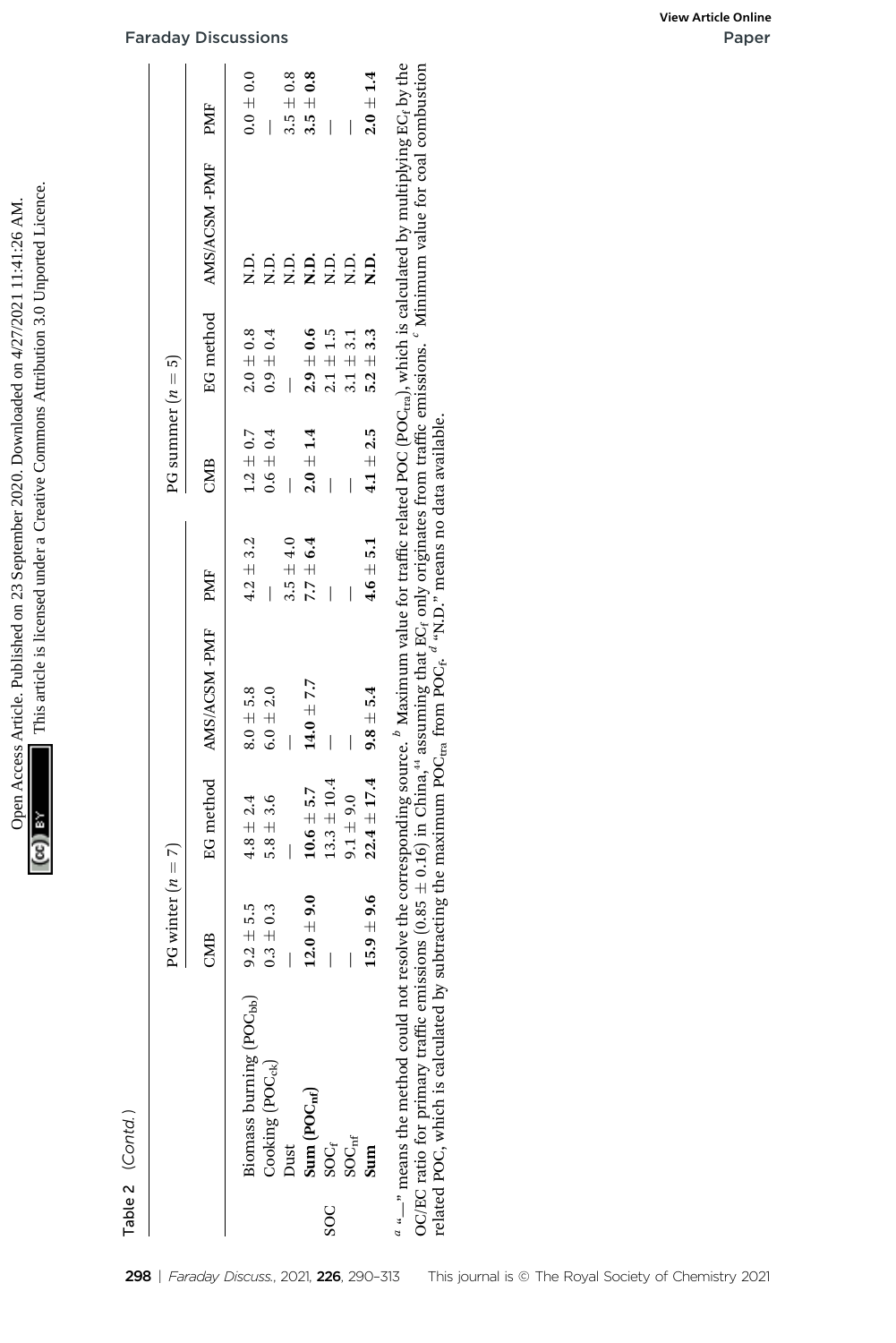Table 2 (*Contd.*)

| | | PG winter ($n = 7$) | | | | PG summer ($n = 5$) | | | |
|---|---|---|---|---|---|---|---|---|---|
| | | CMB | EG method | AMS/ACSM -PMF | PMF | CMB | EG method | AMS/ACSM -PMF | PMF |
| | Biomass burning ($POC_{bb}$) | 9.2 ± 5.5 | 4.8 ± 2.4 | 8.0 ± 5.8 | 4.2 ± 3.2 | 1.2 ± 0.7 | 2.0 ± 0.8 | N.D. | 0.0 ± 0.0 |
| | Cooking ($POC_{ck}$) | 0.3 ± 0.3 | 5.8 ± 3.6 | 6.0 ± 2.0 | — | 0.6 ± 0.4 | 0.9 ± 0.4 | N.D. | — |
| | Dust | — | — | — | 3.5 ± 4.0 | — | — | N.D. | 3.5 ± 0.8 |
| | **Sum ($POC_{nf}$)** | **12.0 ± 9.0** | **10.6 ± 5.7** | **14.0 ± 7.7** | **7.7 ± 6.4** | **2.0 ± 1.4** | **2.9 ± 0.6** | **N.D.** | **3.5 ± 0.8** |
| SOC | $SOC_f$ | — | 13.3 ± 10.4 | — | — | — | 2.1 ± 1.5 | N.D. | — |
| | $SOC_{nf}$ | — | 9.1 ± 9.0 | — | — | — | 3.1 ± 3.1 | N.D. | — |
| | **Sum** | **15.9 ± 9.6** | **22.4 ± 17.4** | **9.8 ± 5.4** | **4.6 ± 5.1** | **4.1 ± 2.5** | **5.2 ± 3.3** | **N.D.** | **2.0 ± 1.4** |

[a] "—" means the method could not resolve the corresponding source. [b] Maximum value for traffic related POC ($POC_{tra}$), which is calculated by multiplying $EC_f$ by the OC/EC ratio for primary traffic emissions (0.85 ± 0.16) in China,[44] assuming that $EC_f$ only originates from traffic emissions. [c] Minimum value for coal combustion related POC, which is calculated by subtracting the maximum $POC_{tra}$ from $POC_f$. [d] "N.D." means no data available.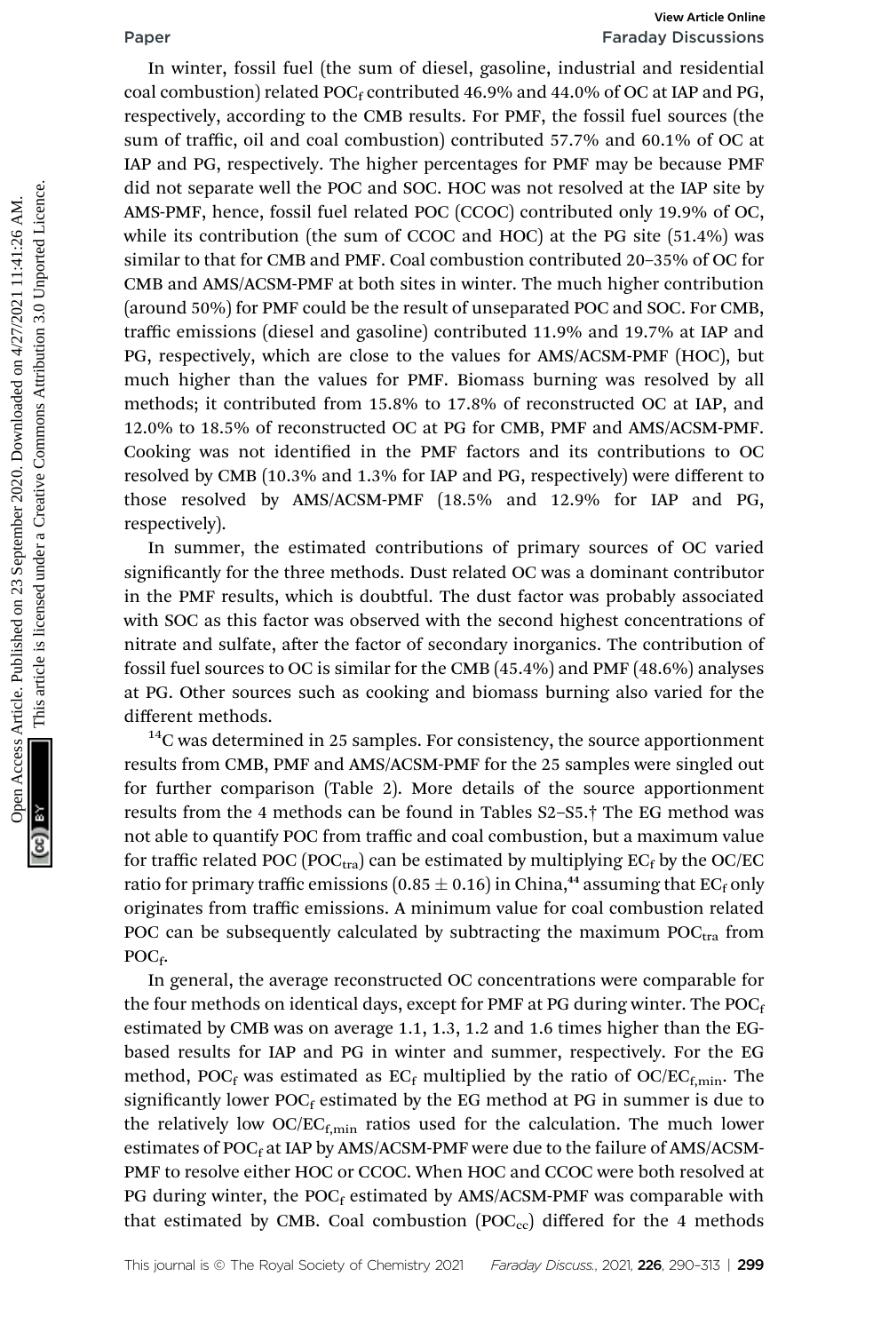In winter, fossil fuel (the sum of diesel, gasoline, industrial and residential coal combustion) related $POC_f$ contributed 46.9% and 44.0% of OC at IAP and PG, respectively, according to the CMB results. For PMF, the fossil fuel sources (the sum of traffic, oil and coal combustion) contributed 57.7% and 60.1% of OC at IAP and PG, respectively. The higher percentages for PMF may be because PMF did not separate well the POC and SOC. HOC was not resolved at the IAP site by AMS-PMF, hence, fossil fuel related POC (CCOC) contributed only 19.9% of OC, while its contribution (the sum of CCOC and HOC) at the PG site (51.4%) was similar to that for CMB and PMF. Coal combustion contributed 20–35% of OC for CMB and AMS/ACSM-PMF at both sites in winter. The much higher contribution (around 50%) for PMF could be the result of unseparated POC and SOC. For CMB, traffic emissions (diesel and gasoline) contributed 11.9% and 19.7% at IAP and PG, respectively, which are close to the values for AMS/ACSM-PMF (HOC), but much higher than the values for PMF. Biomass burning was resolved by all methods; it contributed from 15.8% to 17.8% of reconstructed OC at IAP, and 12.0% to 18.5% of reconstructed OC at PG for CMB, PMF and AMS/ACSM-PMF. Cooking was not identified in the PMF factors and its contributions to OC resolved by CMB (10.3% and 1.3% for IAP and PG, respectively) were different to those resolved by AMS/ACSM-PMF (18.5% and 12.9% for IAP and PG, respectively).

In summer, the estimated contributions of primary sources of OC varied significantly for the three methods. Dust related OC was a dominant contributor in the PMF results, which is doubtful. The dust factor was probably associated with SOC as this factor was observed with the second highest concentrations of nitrate and sulfate, after the factor of secondary inorganics. The contribution of fossil fuel sources to OC is similar for the CMB (45.4%) and PMF (48.6%) analyses at PG. Other sources such as cooking and biomass burning also varied for the different methods.

$^{14}C$ was determined in 25 samples. For consistency, the source apportionment results from CMB, PMF and AMS/ACSM-PMF for the 25 samples were singled out for further comparison (Table 2). More details of the source apportionment results from the 4 methods can be found in Tables S2–S5.† The EG method was not able to quantify POC from traffic and coal combustion, but a maximum value for traffic related POC ($POC_{tra}$) can be estimated by multiplying $EC_f$ by the OC/EC ratio for primary traffic emissions ($0.85 \pm 0.16$) in China,[44] assuming that $EC_f$ only originates from traffic emissions. A minimum value for coal combustion related POC can be subsequently calculated by subtracting the maximum $POC_{tra}$ from $POC_f$.

In general, the average reconstructed OC concentrations were comparable for the four methods on identical days, except for PMF at PG during winter. The $POC_f$ estimated by CMB was on average 1.1, 1.3, 1.2 and 1.6 times higher than the EG-based results for IAP and PG in winter and summer, respectively. For the EG method, $POC_f$ was estimated as $EC_f$ multiplied by the ratio of $OC/EC_{f,min}$. The significantly lower $POC_f$ estimated by the EG method at PG in summer is due to the relatively low $OC/EC_{f,min}$ ratios used for the calculation. The much lower estimates of $POC_f$ at IAP by AMS/ACSM-PMF were due to the failure of AMS/ACSM-PMF to resolve either HOC or CCOC. When HOC and CCOC were both resolved at PG during winter, the $POC_f$ estimated by AMS/ACSM-PMF was comparable with that estimated by CMB. Coal combustion ($POC_{cc}$) differed for the 4 methods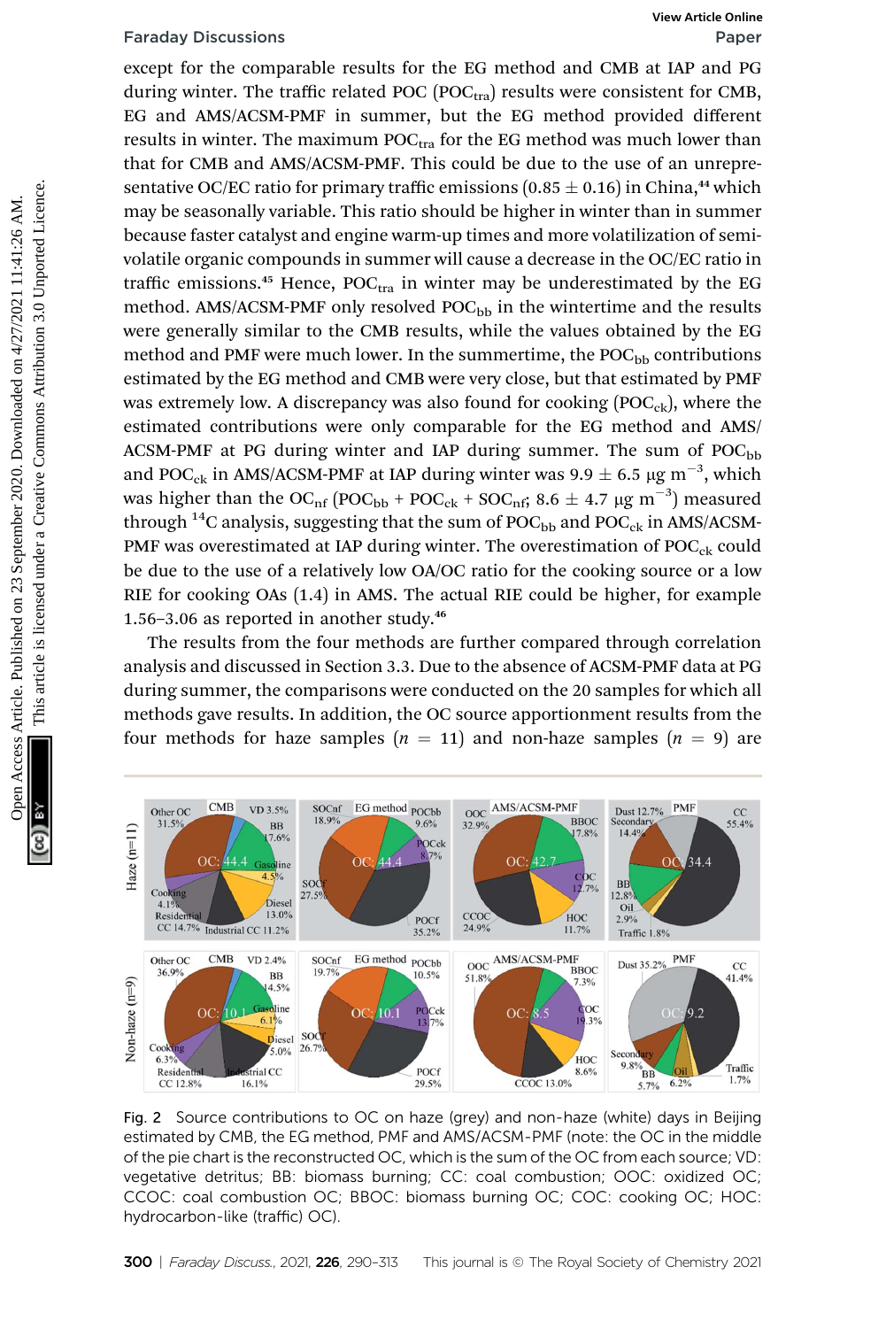except for the comparable results for the EG method and CMB at IAP and PG during winter. The traffic related POC ($POC_{tra}$) results were consistent for CMB, EG and AMS/ACSM-PMF in summer, but the EG method provided different results in winter. The maximum $POC_{tra}$ for the EG method was much lower than that for CMB and AMS/ACSM-PMF. This could be due to the use of an unrepresentative OC/EC ratio for primary traffic emissions (0.85 ± 0.16) in China,[44] which may be seasonally variable. This ratio should be higher in winter than in summer because faster catalyst and engine warm-up times and more volatilization of semi-volatile organic compounds in summer will cause a decrease in the OC/EC ratio in traffic emissions.[45] Hence, $POC_{tra}$ in winter may be underestimated by the EG method. AMS/ACSM-PMF only resolved $POC_{bb}$ in the wintertime and the results were generally similar to the CMB results, while the values obtained by the EG method and PMF were much lower. In the summertime, the $POC_{bb}$ contributions estimated by the EG method and CMB were very close, but that estimated by PMF was extremely low. A discrepancy was also found for cooking ($POC_{ck}$), where the estimated contributions were only comparable for the EG method and AMS/ACSM-PMF at PG during winter and IAP during summer. The sum of $POC_{bb}$ and $POC_{ck}$ in AMS/ACSM-PMF at IAP during winter was 9.9 ± 6.5 μg m$^{-3}$, which was higher than the $OC_{nf}$ ($POC_{bb}$ + $POC_{ck}$ + $SOC_{nf}$; 8.6 ± 4.7 μg m$^{-3}$) measured through $^{14}C$ analysis, suggesting that the sum of $POC_{bb}$ and $POC_{ck}$ in AMS/ACSM-PMF was overestimated at IAP during winter. The overestimation of $POC_{ck}$ could be due to the use of a relatively low OA/OC ratio for the cooking source or a low RIE for cooking OAs (1.4) in AMS. The actual RIE could be higher, for example 1.56–3.06 as reported in another study.[46]

The results from the four methods are further compared through correlation analysis and discussed in Section 3.3. Due to the absence of ACSM-PMF data at PG during summer, the comparisons were conducted on the 20 samples for which all methods gave results. In addition, the OC source apportionment results from the four methods for haze samples ($n$ = 11) and non-haze samples ($n$ = 9) are

Fig. 2 Source contributions to OC on haze (grey) and non-haze (white) days in Beijing estimated by CMB, the EG method, PMF and AMS/ACSM-PMF (note: the OC in the middle of the pie chart is the reconstructed OC, which is the sum of the OC from each source; VD: vegetative detritus; BB: biomass burning; CC: coal combustion; OOC: oxidized OC; CCOC: coal combustion OC; BBOC: biomass burning OC; COC: cooking OC; HOC: hydrocarbon-like (traffic) OC).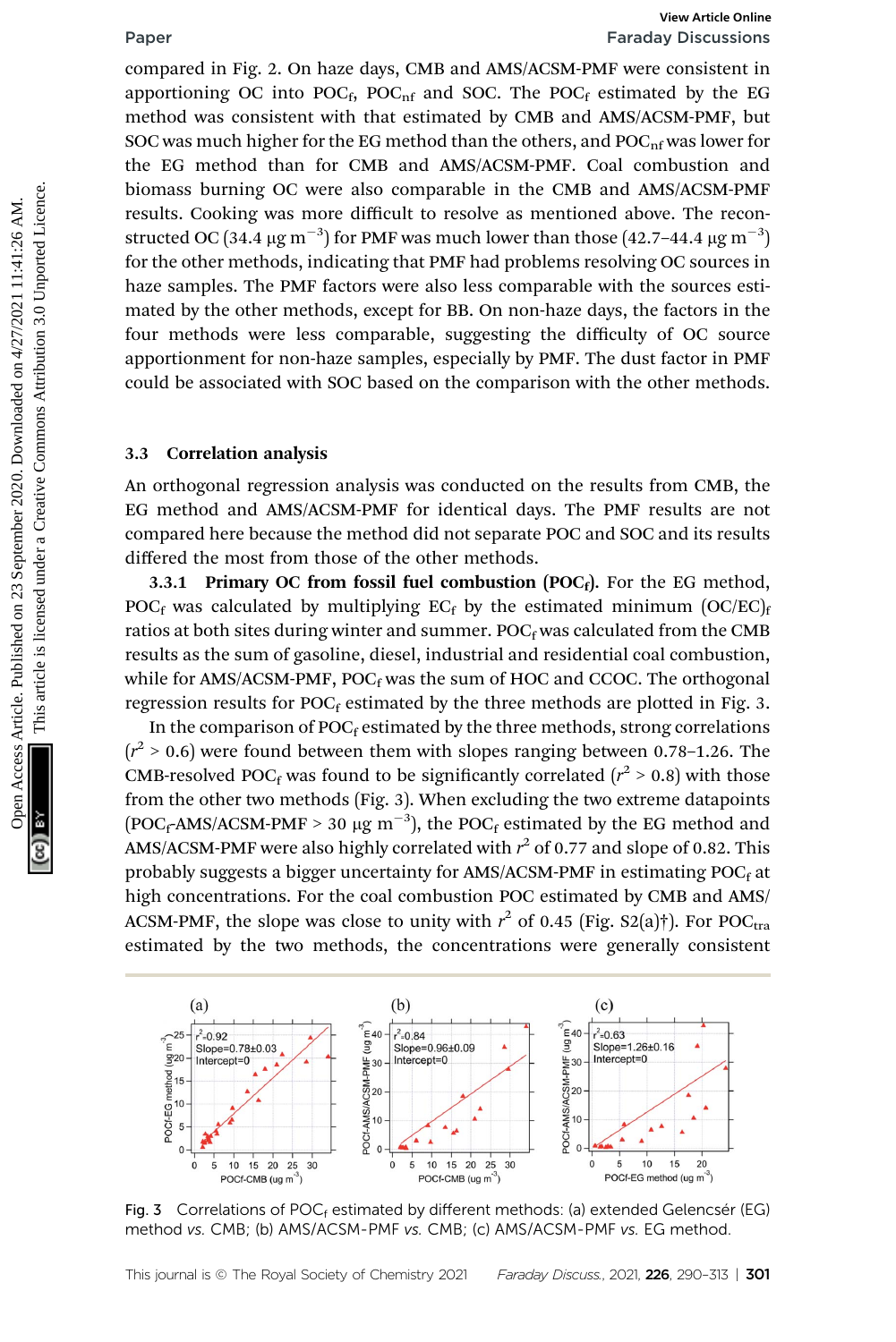compared in Fig. 2. On haze days, CMB and AMS/ACSM-PMF were consistent in apportioning OC into $POC_f$, $POC_{nf}$ and SOC. The $POC_f$ estimated by the EG method was consistent with that estimated by CMB and AMS/ACSM-PMF, but SOC was much higher for the EG method than the others, and $POC_{nf}$ was lower for the EG method than for CMB and AMS/ACSM-PMF. Coal combustion and biomass burning OC were also comparable in the CMB and AMS/ACSM-PMF results. Cooking was more difficult to resolve as mentioned above. The reconstructed OC (34.4 μg $m^{-3}$) for PMF was much lower than those (42.7–44.4 μg $m^{-3}$) for the other methods, indicating that PMF had problems resolving OC sources in haze samples. The PMF factors were also less comparable with the sources estimated by the other methods, except for BB. On non-haze days, the factors in the four methods were less comparable, suggesting the difficulty of OC source apportionment for non-haze samples, especially by PMF. The dust factor in PMF could be associated with SOC based on the comparison with the other methods.

### 3.3 Correlation analysis

An orthogonal regression analysis was conducted on the results from CMB, the EG method and AMS/ACSM-PMF for identical days. The PMF results are not compared here because the method did not separate POC and SOC and its results differed the most from those of the other methods.

**3.3.1 Primary OC from fossil fuel combustion ($POC_f$).** For the EG method, $POC_f$ was calculated by multiplying $EC_f$ by the estimated minimum $(OC/EC)_f$ ratios at both sites during winter and summer. $POC_f$ was calculated from the CMB results as the sum of gasoline, diesel, industrial and residential coal combustion, while for AMS/ACSM-PMF, $POC_f$ was the sum of HOC and CCOC. The orthogonal regression results for $POC_f$ estimated by the three methods are plotted in Fig. 3.

In the comparison of $POC_f$ estimated by the three methods, strong correlations ($r^2 > 0.6$) were found between them with slopes ranging between 0.78–1.26. The CMB-resolved $POC_f$ was found to be significantly correlated ($r^2 > 0.8$) with those from the other two methods (Fig. 3). When excluding the two extreme datapoints ($POC_f$-AMS/ACSM-PMF > 30 μg $m^{-3}$), the $POC_f$ estimated by the EG method and AMS/ACSM-PMF were also highly correlated with $r^2$ of 0.77 and slope of 0.82. This probably suggests a bigger uncertainty for AMS/ACSM-PMF in estimating $POC_f$ at high concentrations. For the coal combustion POC estimated by CMB and AMS/ACSM-PMF, the slope was close to unity with $r^2$ of 0.45 (Fig. S2(a)†). For $POC_{tra}$ estimated by the two methods, the concentrations were generally consistent

Fig. 3 Correlations of $POC_f$ estimated by different methods: (a) extended Gelencsér (EG) method *vs.* CMB; (b) AMS/ACSM-PMF *vs.* CMB; (c) AMS/ACSM-PMF *vs.* EG method.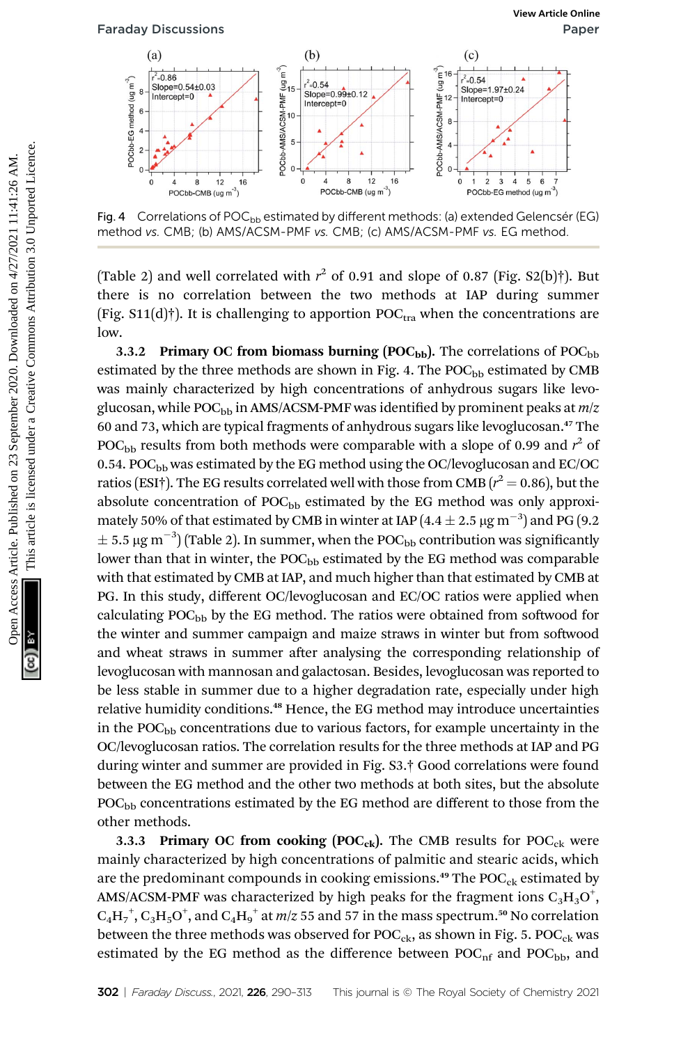Fig. 4 Correlations of $POC_{bb}$ estimated by different methods: (a) extended Gelencsér (EG) method *vs.* CMB; (b) AMS/ACSM-PMF *vs.* CMB; (c) AMS/ACSM-PMF *vs.* EG method.

(Table 2) and well correlated with $r^2$ of 0.91 and slope of 0.87 (Fig. S2(b)†). But there is no correlation between the two methods at IAP during summer (Fig. S11(d)†). It is challenging to apportion $POC_{tra}$ when the concentrations are low.

**3.3.2 Primary OC from biomass burning ($POC_{bb}$).** The correlations of $POC_{bb}$ estimated by the three methods are shown in Fig. 4. The $POC_{bb}$ estimated by CMB was mainly characterized by high concentrations of anhydrous sugars like levoglucosan, while $POC_{bb}$ in AMS/ACSM-PMF was identified by prominent peaks at $m/z$ 60 and 73, which are typical fragments of anhydrous sugars like levoglucosan.[47] The $POC_{bb}$ results from both methods were comparable with a slope of 0.99 and $r^2$ of 0.54. $POC_{bb}$ was estimated by the EG method using the OC/levoglucosan and EC/OC ratios (ESI†). The EG results correlated well with those from CMB ($r^2 = 0.86$), but the absolute concentration of $POC_{bb}$ estimated by the EG method was only approximately 50% of that estimated by CMB in winter at IAP ($4.4 \pm 2.5\ \mu g\ m^{-3}$) and PG ($9.2 \pm 5.5\ \mu g\ m^{-3}$) (Table 2). In summer, when the $POC_{bb}$ contribution was significantly lower than that in winter, the $POC_{bb}$ estimated by the EG method was comparable with that estimated by CMB at IAP, and much higher than that estimated by CMB at PG. In this study, different OC/levoglucosan and EC/OC ratios were applied when calculating $POC_{bb}$ by the EG method. The ratios were obtained from softwood for the winter and summer campaign and maize straws in winter but from softwood and wheat straws in summer after analysing the corresponding relationship of levoglucosan with mannosan and galactosan. Besides, levoglucosan was reported to be less stable in summer due to a higher degradation rate, especially under high relative humidity conditions.[48] Hence, the EG method may introduce uncertainties in the $POC_{bb}$ concentrations due to various factors, for example uncertainty in the OC/levoglucosan ratios. The correlation results for the three methods at IAP and PG during winter and summer are provided in Fig. S3.† Good correlations were found between the EG method and the other two methods at both sites, but the absolute $POC_{bb}$ concentrations estimated by the EG method are different to those from the other methods.

**3.3.3 Primary OC from cooking ($POC_{ck}$).** The CMB results for $POC_{ck}$ were mainly characterized by high concentrations of palmitic and stearic acids, which are the predominant compounds in cooking emissions.[49] The $POC_{ck}$ estimated by AMS/ACSM-PMF was characterized by high peaks for the fragment ions $C_3H_3O^+$, $C_4H_7^+$, $C_3H_5O^+$, and $C_4H_9^+$ at $m/z$ 55 and 57 in the mass spectrum.[50] No correlation between the three methods was observed for $POC_{ck}$, as shown in Fig. 5. $POC_{ck}$ was estimated by the EG method as the difference between $POC_{nf}$ and $POC_{bb}$, and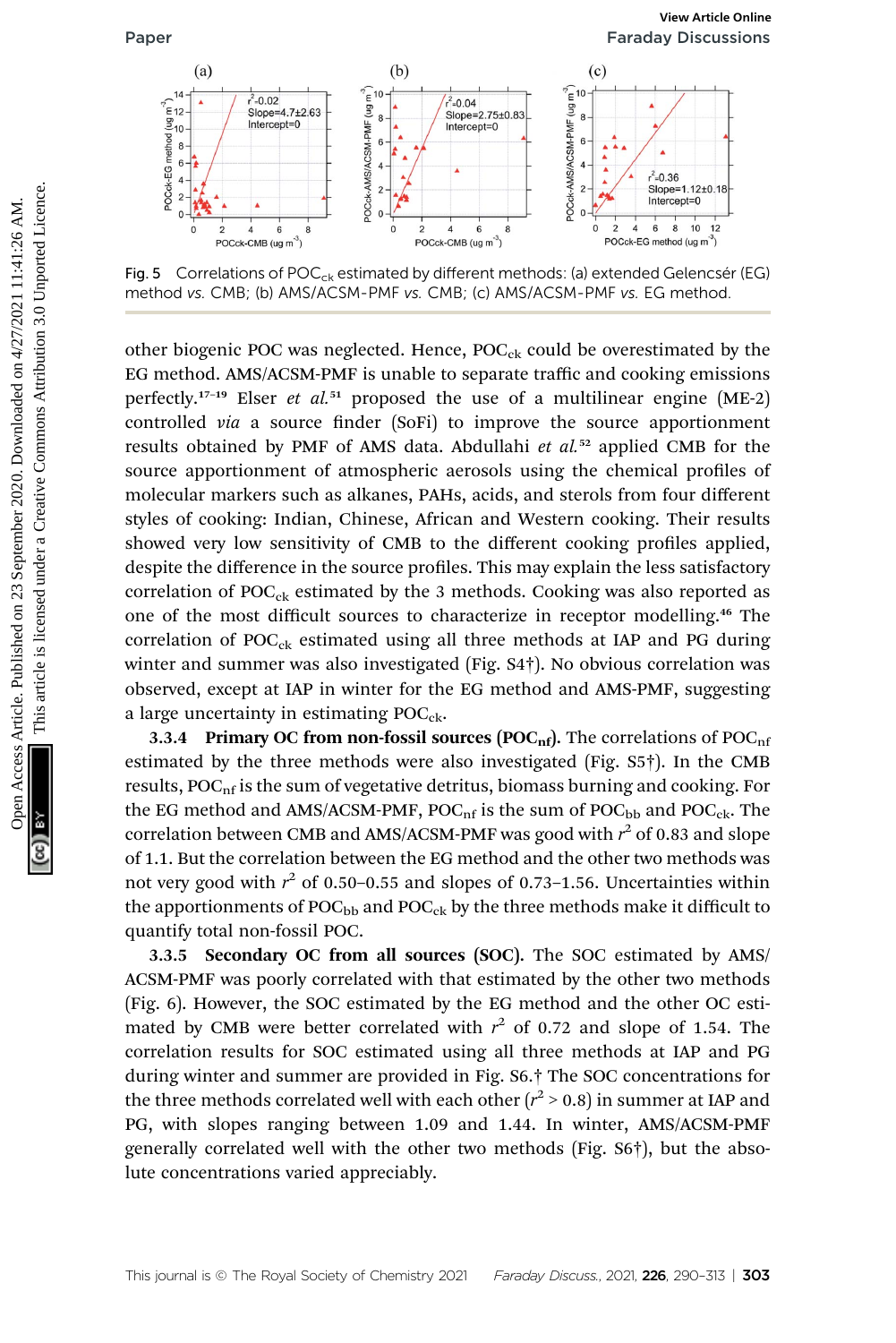Fig. 5 Correlations of $POC_{ck}$ estimated by different methods: (a) extended Gelencsér (EG) method *vs.* CMB; (b) AMS/ACSM-PMF *vs.* CMB; (c) AMS/ACSM-PMF *vs.* EG method.

other biogenic POC was neglected. Hence, $POC_{ck}$ could be overestimated by the EG method. AMS/ACSM-PMF is unable to separate traffic and cooking emissions perfectly.[17–19] Elser *et al.*[51] proposed the use of a multilinear engine (ME-2) controlled *via* a source finder (SoFi) to improve the source apportionment results obtained by PMF of AMS data. Abdullahi *et al.*[52] applied CMB for the source apportionment of atmospheric aerosols using the chemical profiles of molecular markers such as alkanes, PAHs, acids, and sterols from four different styles of cooking: Indian, Chinese, African and Western cooking. Their results showed very low sensitivity of CMB to the different cooking profiles applied, despite the difference in the source profiles. This may explain the less satisfactory correlation of $POC_{ck}$ estimated by the 3 methods. Cooking was also reported as one of the most difficult sources to characterize in receptor modelling.[46] The correlation of $POC_{ck}$ estimated using all three methods at IAP and PG during winter and summer was also investigated (Fig. S4†). No obvious correlation was observed, except at IAP in winter for the EG method and AMS-PMF, suggesting a large uncertainty in estimating $POC_{ck}$.

**3.3.4 Primary OC from non-fossil sources ($POC_{nf}$).** The correlations of $POC_{nf}$ estimated by the three methods were also investigated (Fig. S5†). In the CMB results, $POC_{nf}$ is the sum of vegetative detritus, biomass burning and cooking. For the EG method and AMS/ACSM-PMF, $POC_{nf}$ is the sum of $POC_{bb}$ and $POC_{ck}$. The correlation between CMB and AMS/ACSM-PMF was good with $r^2$ of 0.83 and slope of 1.1. But the correlation between the EG method and the other two methods was not very good with $r^2$ of 0.50–0.55 and slopes of 0.73–1.56. Uncertainties within the apportionments of $POC_{bb}$ and $POC_{ck}$ by the three methods make it difficult to quantify total non-fossil POC.

**3.3.5 Secondary OC from all sources (SOC).** The SOC estimated by AMS/ACSM-PMF was poorly correlated with that estimated by the other two methods (Fig. 6). However, the SOC estimated by the EG method and the other OC estimated by CMB were better correlated with $r^2$ of 0.72 and slope of 1.54. The correlation results for SOC estimated using all three methods at IAP and PG during winter and summer are provided in Fig. S6.† The SOC concentrations for the three methods correlated well with each other ($r^2 > 0.8$) in summer at IAP and PG, with slopes ranging between 1.09 and 1.44. In winter, AMS/ACSM-PMF generally correlated well with the other two methods (Fig. S6†), but the absolute concentrations varied appreciably.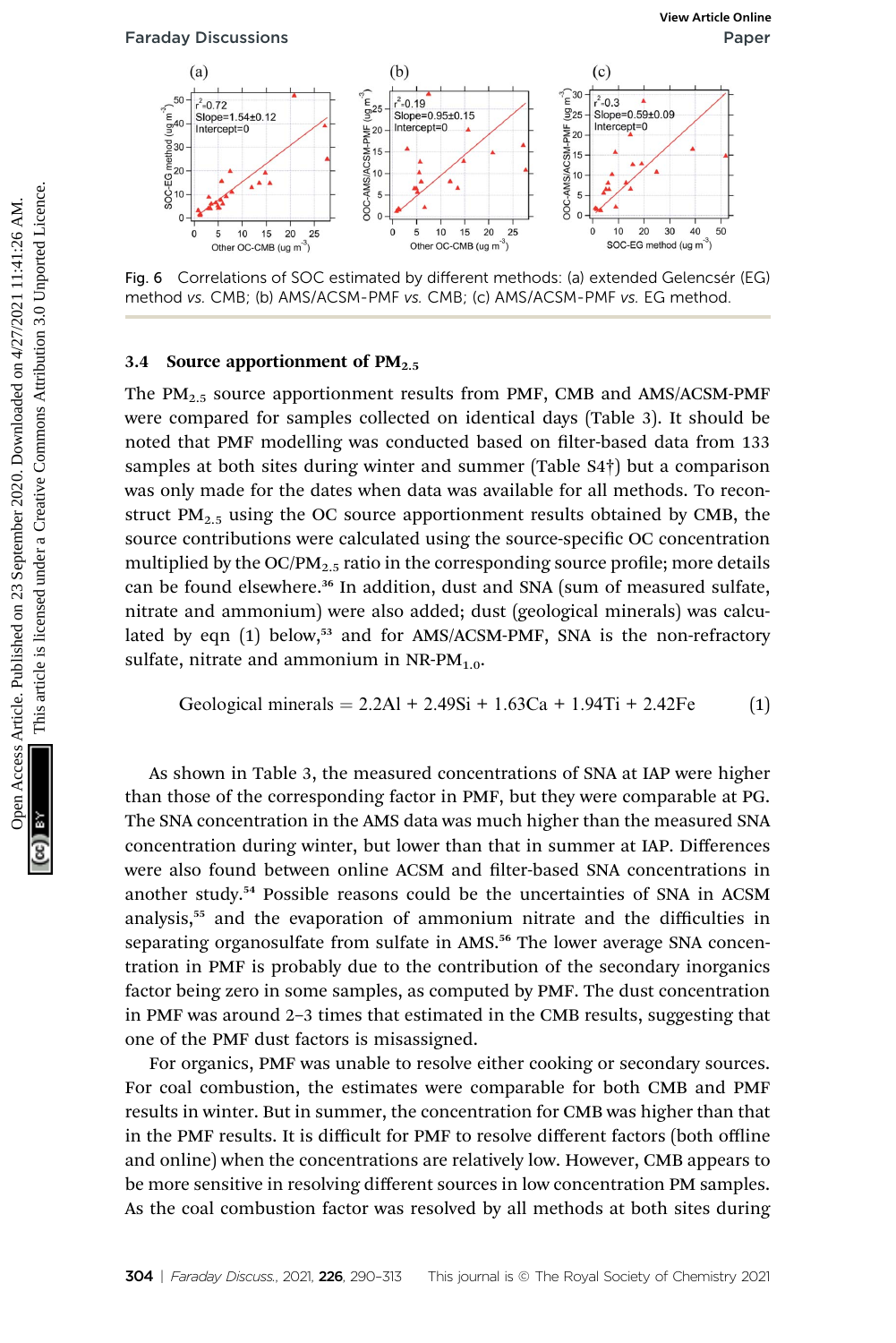Fig. 6 Correlations of SOC estimated by different methods: (a) extended Gelencsér (EG) method *vs.* CMB; (b) AMS/ACSM-PMF *vs.* CMB; (c) AMS/ACSM-PMF *vs.* EG method.

### 3.4 Source apportionment of $PM_{2.5}$

The $PM_{2.5}$ source apportionment results from PMF, CMB and AMS/ACSM-PMF were compared for samples collected on identical days (Table 3). It should be noted that PMF modelling was conducted based on filter-based data from 133 samples at both sites during winter and summer (Table S4†) but a comparison was only made for the dates when data was available for all methods. To reconstruct $PM_{2.5}$ using the OC source apportionment results obtained by CMB, the source contributions were calculated using the source-specific OC concentration multiplied by the OC/$PM_{2.5}$ ratio in the corresponding source profile; more details can be found elsewhere.[36] In addition, dust and SNA (sum of measured sulfate, nitrate and ammonium) were also added; dust (geological minerals) was calculated by eqn (1) below,[53] and for AMS/ACSM-PMF, SNA is the non-refractory sulfate, nitrate and ammonium in NR-$PM_{1.0}$.

$$\text{Geological minerals} = 2.2\text{Al} + 2.49\text{Si} + 1.63\text{Ca} + 1.94\text{Ti} + 2.42\text{Fe} \quad (1)$$

As shown in Table 3, the measured concentrations of SNA at IAP were higher than those of the corresponding factor in PMF, but they were comparable at PG. The SNA concentration in the AMS data was much higher than the measured SNA concentration during winter, but lower than that in summer at IAP. Differences were also found between online ACSM and filter-based SNA concentrations in another study.[54] Possible reasons could be the uncertainties of SNA in ACSM analysis,[55] and the evaporation of ammonium nitrate and the difficulties in separating organosulfate from sulfate in AMS.[56] The lower average SNA concentration in PMF is probably due to the contribution of the secondary inorganics factor being zero in some samples, as computed by PMF. The dust concentration in PMF was around 2–3 times that estimated in the CMB results, suggesting that one of the PMF dust factors is misassigned.

For organics, PMF was unable to resolve either cooking or secondary sources. For coal combustion, the estimates were comparable for both CMB and PMF results in winter. But in summer, the concentration for CMB was higher than that in the PMF results. It is difficult for PMF to resolve different factors (both offline and online) when the concentrations are relatively low. However, CMB appears to be more sensitive in resolving different sources in low concentration PM samples. As the coal combustion factor was resolved by all methods at both sites during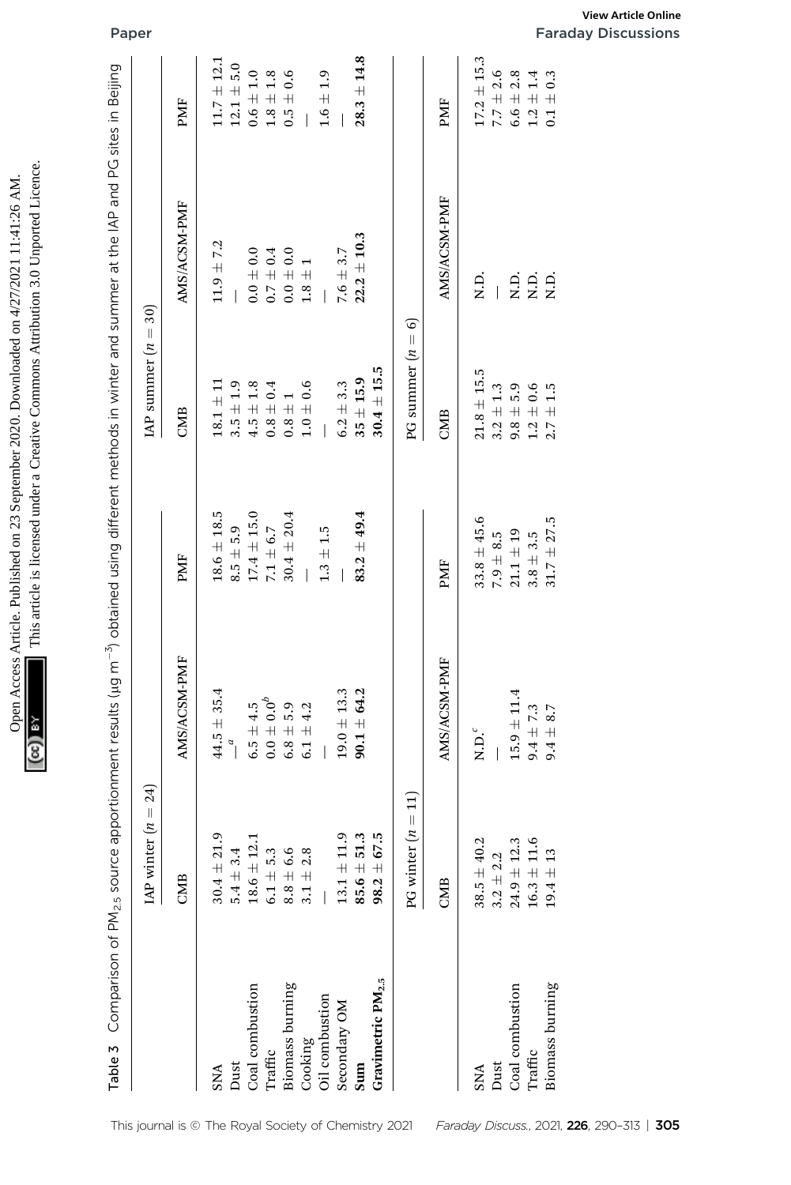Table 3 Comparison of $PM_{2.5}$ source apportionment results (μg $m^{-3}$) obtained using different methods in winter and summer at the IAP and PG sites in Beijing

| | IAP winter ($n$ = 24) | | | IAP summer ($n$ = 30) | | |
|---|---|---|---|---|---|---|
| | CMB | AMS/ACSM-PMF | PMF | CMB | AMS/ACSM-PMF | PMF |
| SNA | 30.4 ± 21.9 | 44.5 ± 35.4 | 18.6 ± 18.5 | 18.1 ± 11 | 11.9 ± 7.2 | 11.7 ± 12.1 |
| Dust | 5.4 ± 3.4 | —[a] | 8.5 ± 5.9 | 3.5 ± 1.9 | — | 12.1 ± 5.0 |
| Coal combustion | 18.6 ± 12.1 | 6.5 ± 4.5 | 17.4 ± 15.0 | 4.5 ± 1.8 | 0.0 ± 0.0 | 0.6 ± 1.0 |
| Traffic | 6.1 ± 5.3 | 0.0 ± 0.0[b] | 7.1 ± 6.7 | 0.8 ± 0.4 | 0.7 ± 0.4 | 1.8 ± 1.8 |
| Biomass burning | 8.8 ± 6.6 | 6.8 ± 5.9 | 30.4 ± 20.4 | 0.8 ± 1 | 0.0 ± 0.0 | 0.5 ± 0.6 |
| Cooking | 3.1 ± 2.8 | 6.1 ± 4.2 | — | 1.0 ± 0.6 | 1.8 ± 1 | — |
| Oil combustion | — | — | 1.3 ± 1.5 | — | — | 1.6 ± 1.9 |
| Secondary OM | 13.1 ± 11.9 | 19.0 ± 13.3 | — | 6.2 ± 3.3 | 7.6 ± 3.7 | — |
| **Sum** | **85.6 ± 51.3** | **90.1 ± 64.2** | **83.2 ± 49.4** | **35 ± 15.9** | **22.2 ± 10.3** | **28.3 ± 14.8** |
| **Gravimetric $PM_{2.5}$** | **98.2 ± 67.5** | | | **30.4 ± 15.5** | | |
| | PG winter ($n$ = 11) | | | PG summer ($n$ = 6) | | |
| | CMB | AMS/ACSM-PMF | PMF | CMB | AMS/ACSM-PMF | PMF |
| SNA | 38.5 ± 40.2 | N.D.[c] | 33.8 ± 45.6 | 21.8 ± 15.5 | N.D. | 17.2 ± 15.3 |
| Dust | 3.2 ± 2.2 | — | 7.9 ± 8.5 | 3.2 ± 1.3 | — | 7.7 ± 2.6 |
| Coal combustion | 24.9 ± 12.3 | 15.9 ± 11.4 | 21.1 ± 19 | 9.8 ± 5.9 | N.D. | 6.6 ± 2.8 |
| Traffic | 16.3 ± 11.6 | 9.4 ± 7.3 | 3.8 ± 3.5 | 1.2 ± 0.6 | N.D. | 1.2 ± 1.4 |
| Biomass burning | 19.4 ± 13 | 9.4 ± 8.7 | 31.7 ± 27.5 | 2.7 ± 1.5 | N.D. | 0.1 ± 0.3 |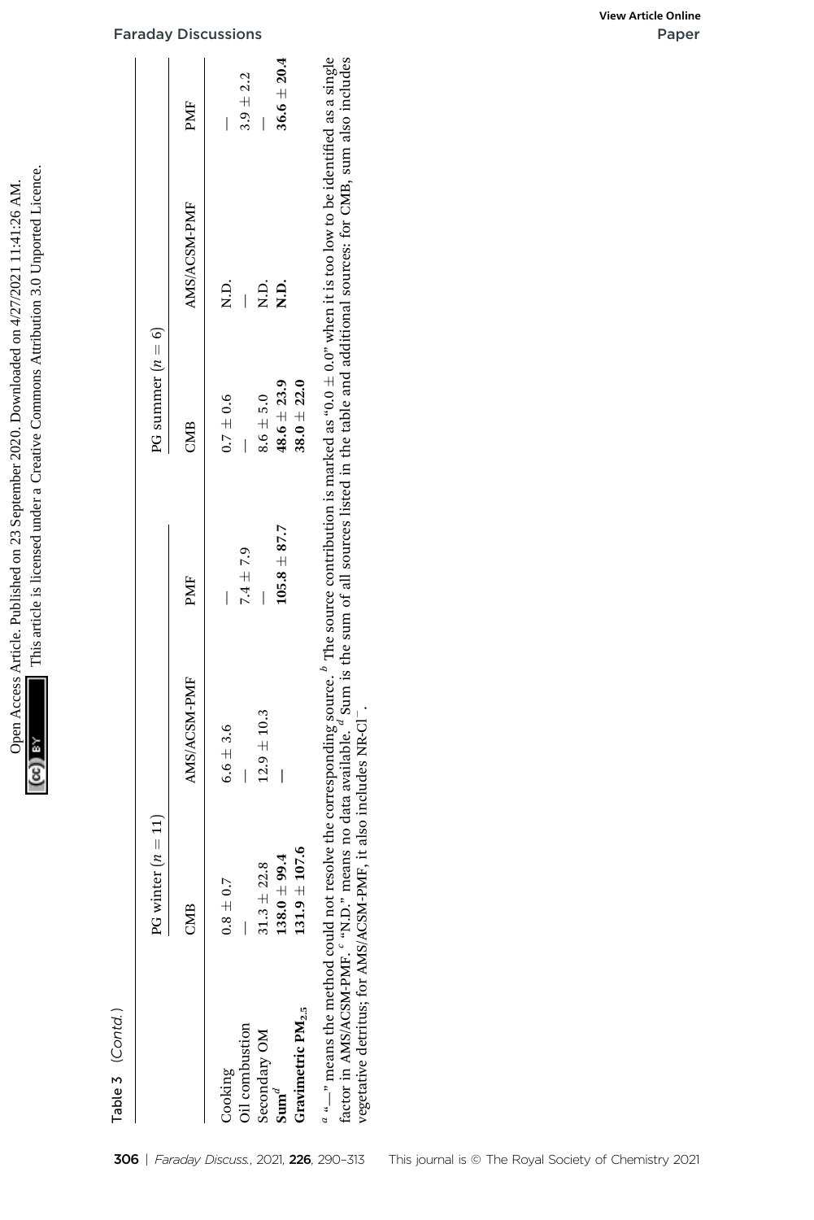Table 3 (Contd.)

| | PG winter ($n = 11$) | | | PG summer ($n = 6$) | | |
|---|---|---|---|---|---|---|
| | CMB | AMS/ACSM-PMF | PMF | CMB | AMS/ACSM-PMF | PMF |
| Cooking | 0.8 ± 0.7 | 6.6 ± 3.6 | — | 0.7 ± 0.6 | N.D. | — |
| Oil combustion | — | — | 7.4 ± 7.9 | — | — | 3.9 ± 2.2 |
| Secondary OM | 31.3 ± 22.8 | 12.9 ± 10.3 | — | 8.6 ± 5.0 | N.D. | — |
| **Sum**[d] | **138.0 ± 99.4** | — | **105.8 ± 87.7** | **48.6 ± 23.9** | **N.D.** | **36.6 ± 20.4** |
| **Gravimetric $PM_{2.5}$** | **131.9 ± 107.6** | | | **38.0 ± 22.0** | | |

[a] "—" means the method could not resolve the corresponding source. [b] The source contribution is marked as "0.0 ± 0.0" when it is too low to be identified as a single factor in AMS/ACSM-PMF. [c] "N.D." means no data available. [d] Sum is the sum of all sources listed in the table and additional sources: for CMB, sum also includes vegetative detritus; for AMS/ACSM-PMF, it also includes NR-$Cl^-$.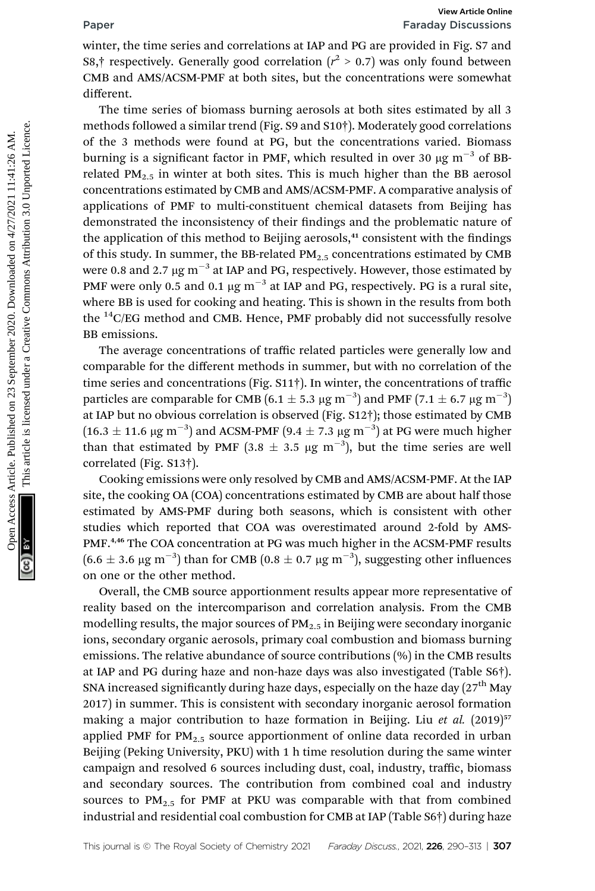winter, the time series and correlations at IAP and PG are provided in Fig. S7 and S8,† respectively. Generally good correlation ($r^2 > 0.7$) was only found between CMB and AMS/ACSM-PMF at both sites, but the concentrations were somewhat different.

The time series of biomass burning aerosols at both sites estimated by all 3 methods followed a similar trend (Fig. S9 and S10†). Moderately good correlations of the 3 methods were found at PG, but the concentrations varied. Biomass burning is a significant factor in PMF, which resulted in over 30 μg $m^{-3}$ of BB-related $PM_{2.5}$ in winter at both sites. This is much higher than the BB aerosol concentrations estimated by CMB and AMS/ACSM-PMF. A comparative analysis of applications of PMF to multi-constituent chemical datasets from Beijing has demonstrated the inconsistency of their findings and the problematic nature of the application of this method to Beijing aerosols,[41] consistent with the findings of this study. In summer, the BB-related $PM_{2.5}$ concentrations estimated by CMB were 0.8 and 2.7 μg $m^{-3}$ at IAP and PG, respectively. However, those estimated by PMF were only 0.5 and 0.1 μg $m^{-3}$ at IAP and PG, respectively. PG is a rural site, where BB is used for cooking and heating. This is shown in the results from both the $^{14}C$/EG method and CMB. Hence, PMF probably did not successfully resolve BB emissions.

The average concentrations of traffic related particles were generally low and comparable for the different methods in summer, but with no correlation of the time series and concentrations (Fig. S11†). In winter, the concentrations of traffic particles are comparable for CMB (6.1 ± 5.3 μg $m^{-3}$) and PMF (7.1 ± 6.7 μg $m^{-3}$) at IAP but no obvious correlation is observed (Fig. S12†); those estimated by CMB (16.3 ± 11.6 μg $m^{-3}$) and ACSM-PMF (9.4 ± 7.3 μg $m^{-3}$) at PG were much higher than that estimated by PMF (3.8 ± 3.5 μg $m^{-3}$), but the time series are well correlated (Fig. S13†).

Cooking emissions were only resolved by CMB and AMS/ACSM-PMF. At the IAP site, the cooking OA (COA) concentrations estimated by CMB are about half those estimated by AMS-PMF during both seasons, which is consistent with other studies which reported that COA was overestimated around 2-fold by AMS-PMF.[4,46] The COA concentration at PG was much higher in the ACSM-PMF results (6.6 ± 3.6 μg $m^{-3}$) than for CMB (0.8 ± 0.7 μg $m^{-3}$), suggesting other influences on one or the other method.

Overall, the CMB source apportionment results appear more representative of reality based on the intercomparison and correlation analysis. From the CMB modelling results, the major sources of $PM_{2.5}$ in Beijing were secondary inorganic ions, secondary organic aerosols, primary coal combustion and biomass burning emissions. The relative abundance of source contributions (%) in the CMB results at IAP and PG during haze and non-haze days was also investigated (Table S6†). SNA increased significantly during haze days, especially on the haze day (27th May 2017) in summer. This is consistent with secondary inorganic aerosol formation making a major contribution to haze formation in Beijing. Liu *et al.* (2019)[57] applied PMF for $PM_{2.5}$ source apportionment of online data recorded in urban Beijing (Peking University, PKU) with 1 h time resolution during the same winter campaign and resolved 6 sources including dust, coal, industry, traffic, biomass and secondary sources. The contribution from combined coal and industry sources to $PM_{2.5}$ for PMF at PKU was comparable with that from combined industrial and residential coal combustion for CMB at IAP (Table S6†) during haze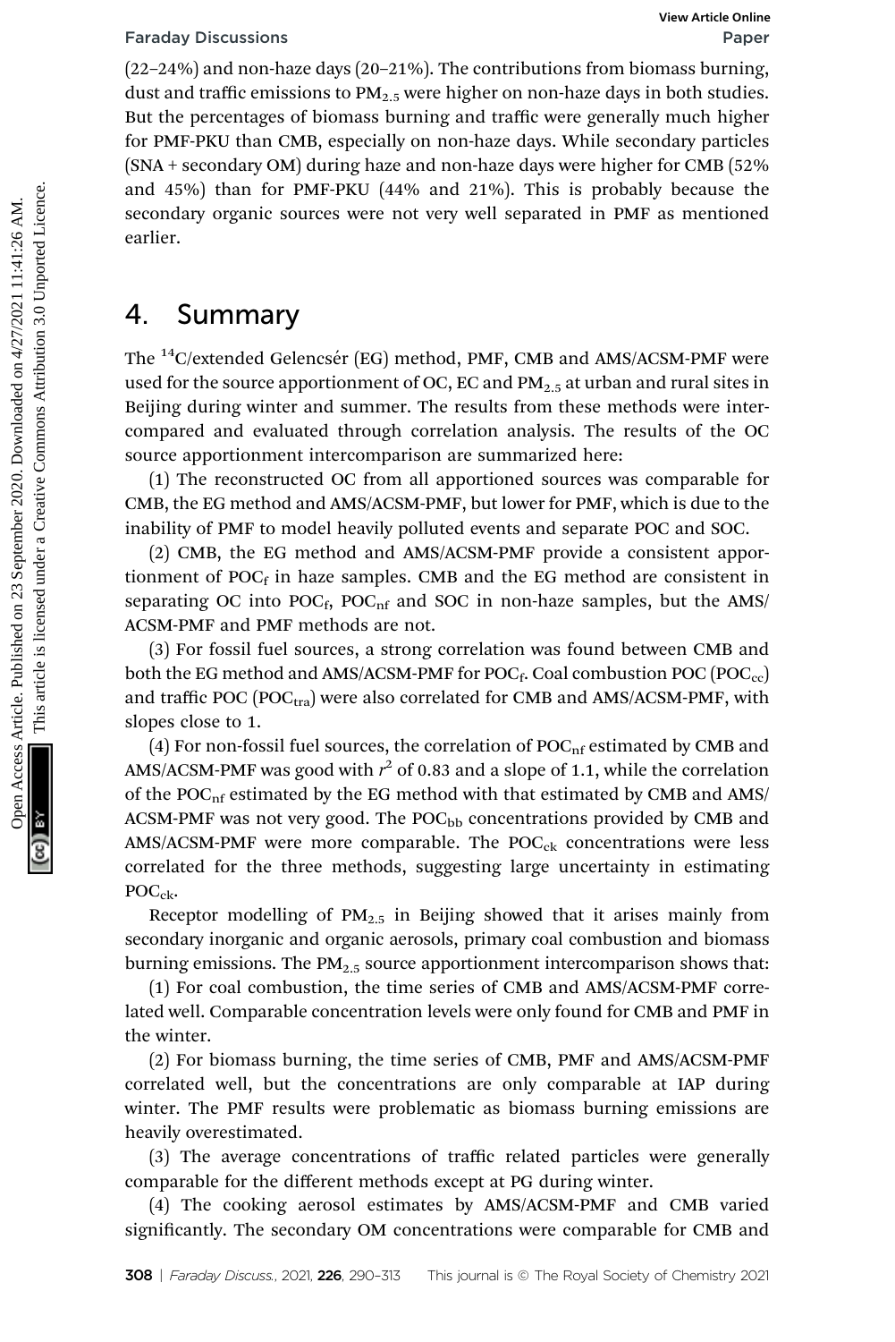(22–24%) and non-haze days (20–21%). The contributions from biomass burning, dust and traffic emissions to $PM_{2.5}$ were higher on non-haze days in both studies. But the percentages of biomass burning and traffic were generally much higher for PMF-PKU than CMB, especially on non-haze days. While secondary particles (SNA + secondary OM) during haze and non-haze days were higher for CMB (52% and 45%) than for PMF-PKU (44% and 21%). This is probably because the secondary organic sources were not very well separated in PMF as mentioned earlier.

## 4. Summary

The $^{14}C$/extended Gelencsér (EG) method, PMF, CMB and AMS/ACSM-PMF were used for the source apportionment of OC, EC and $PM_{2.5}$ at urban and rural sites in Beijing during winter and summer. The results from these methods were intercompared and evaluated through correlation analysis. The results of the OC source apportionment intercomparison are summarized here:

(1) The reconstructed OC from all apportioned sources was comparable for CMB, the EG method and AMS/ACSM-PMF, but lower for PMF, which is due to the inability of PMF to model heavily polluted events and separate POC and SOC.

(2) CMB, the EG method and AMS/ACSM-PMF provide a consistent apportionment of $POC_f$ in haze samples. CMB and the EG method are consistent in separating OC into $POC_f$, $POC_{nf}$ and SOC in non-haze samples, but the AMS/ACSM-PMF and PMF methods are not.

(3) For fossil fuel sources, a strong correlation was found between CMB and both the EG method and AMS/ACSM-PMF for $POC_f$. Coal combustion POC ($POC_{cc}$) and traffic POC ($POC_{tra}$) were also correlated for CMB and AMS/ACSM-PMF, with slopes close to 1.

(4) For non-fossil fuel sources, the correlation of $POC_{nf}$ estimated by CMB and AMS/ACSM-PMF was good with $r^2$ of 0.83 and a slope of 1.1, while the correlation of the $POC_{nf}$ estimated by the EG method with that estimated by CMB and AMS/ACSM-PMF was not very good. The $POC_{bb}$ concentrations provided by CMB and AMS/ACSM-PMF were more comparable. The $POC_{ck}$ concentrations were less correlated for the three methods, suggesting large uncertainty in estimating $POC_{ck}$.

Receptor modelling of $PM_{2.5}$ in Beijing showed that it arises mainly from secondary inorganic and organic aerosols, primary coal combustion and biomass burning emissions. The $PM_{2.5}$ source apportionment intercomparison shows that:

(1) For coal combustion, the time series of CMB and AMS/ACSM-PMF correlated well. Comparable concentration levels were only found for CMB and PMF in the winter.

(2) For biomass burning, the time series of CMB, PMF and AMS/ACSM-PMF correlated well, but the concentrations are only comparable at IAP during winter. The PMF results were problematic as biomass burning emissions are heavily overestimated.

(3) The average concentrations of traffic related particles were generally comparable for the different methods except at PG during winter.

(4) The cooking aerosol estimates by AMS/ACSM-PMF and CMB varied significantly. The secondary OM concentrations were comparable for CMB and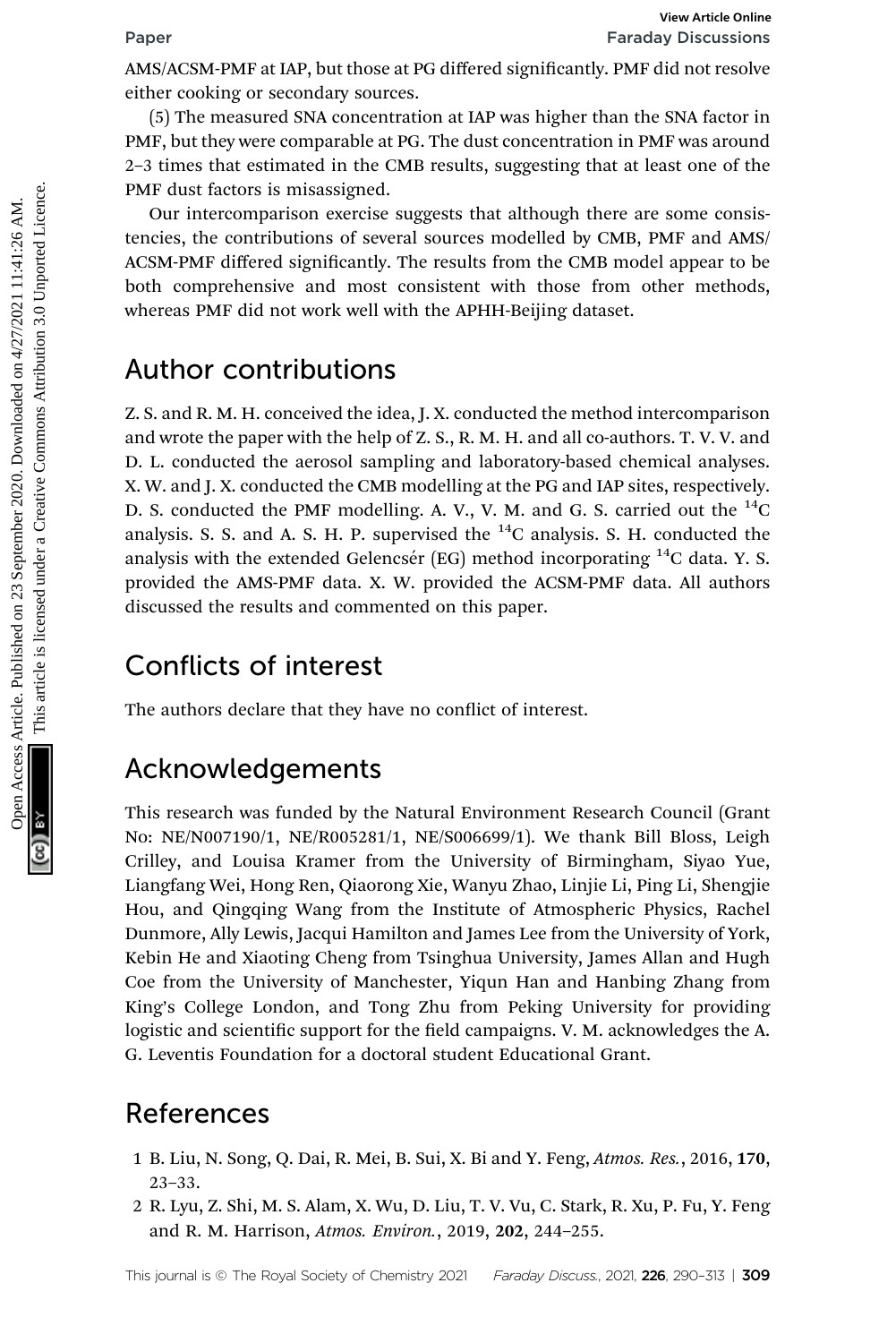AMS/ACSM-PMF at IAP, but those at PG differed significantly. PMF did not resolve either cooking or secondary sources.

(5) The measured SNA concentration at IAP was higher than the SNA factor in PMF, but they were comparable at PG. The dust concentration in PMF was around 2–3 times that estimated in the CMB results, suggesting that at least one of the PMF dust factors is misassigned.

Our intercomparison exercise suggests that although there are some consistencies, the contributions of several sources modelled by CMB, PMF and AMS/ACSM-PMF differed significantly. The results from the CMB model appear to be both comprehensive and most consistent with those from other methods, whereas PMF did not work well with the APHH-Beijing dataset.

## Author contributions

Z. S. and R. M. H. conceived the idea, J. X. conducted the method intercomparison and wrote the paper with the help of Z. S., R. M. H. and all co-authors. T. V. V. and D. L. conducted the aerosol sampling and laboratory-based chemical analyses. X. W. and J. X. conducted the CMB modelling at the PG and IAP sites, respectively. D. S. conducted the PMF modelling. A. V., V. M. and G. S. carried out the $^{14}C$ analysis. S. S. and A. S. H. P. supervised the $^{14}C$ analysis. S. H. conducted the analysis with the extended Gelencsér (EG) method incorporating $^{14}C$ data. Y. S. provided the AMS-PMF data. X. W. provided the ACSM-PMF data. All authors discussed the results and commented on this paper.

## Conflicts of interest

The authors declare that they have no conflict of interest.

## Acknowledgements

This research was funded by the Natural Environment Research Council (Grant No: NE/N007190/1, NE/R005281/1, NE/S006699/1). We thank Bill Bloss, Leigh Crilley, and Louisa Kramer from the University of Birmingham, Siyao Yue, Liangfang Wei, Hong Ren, Qiaorong Xie, Wanyu Zhao, Linjie Li, Ping Li, Shengjie Hou, and Qingqing Wang from the Institute of Atmospheric Physics, Rachel Dunmore, Ally Lewis, Jacqui Hamilton and James Lee from the University of York, Kebin He and Xiaoting Cheng from Tsinghua University, James Allan and Hugh Coe from the University of Manchester, Yiqun Han and Hanbing Zhang from King's College London, and Tong Zhu from Peking University for providing logistic and scientific support for the field campaigns. V. M. acknowledges the A. G. Leventis Foundation for a doctoral student Educational Grant.

## References

1 B. Liu, N. Song, Q. Dai, R. Mei, B. Sui, X. Bi and Y. Feng, *Atmos. Res.*, 2016, **170**, 23–33.

2 R. Lyu, Z. Shi, M. S. Alam, X. Wu, D. Liu, T. V. Vu, C. Stark, R. Xu, P. Fu, Y. Feng and R. M. Harrison, *Atmos. Environ.*, 2019, **202**, 244–255.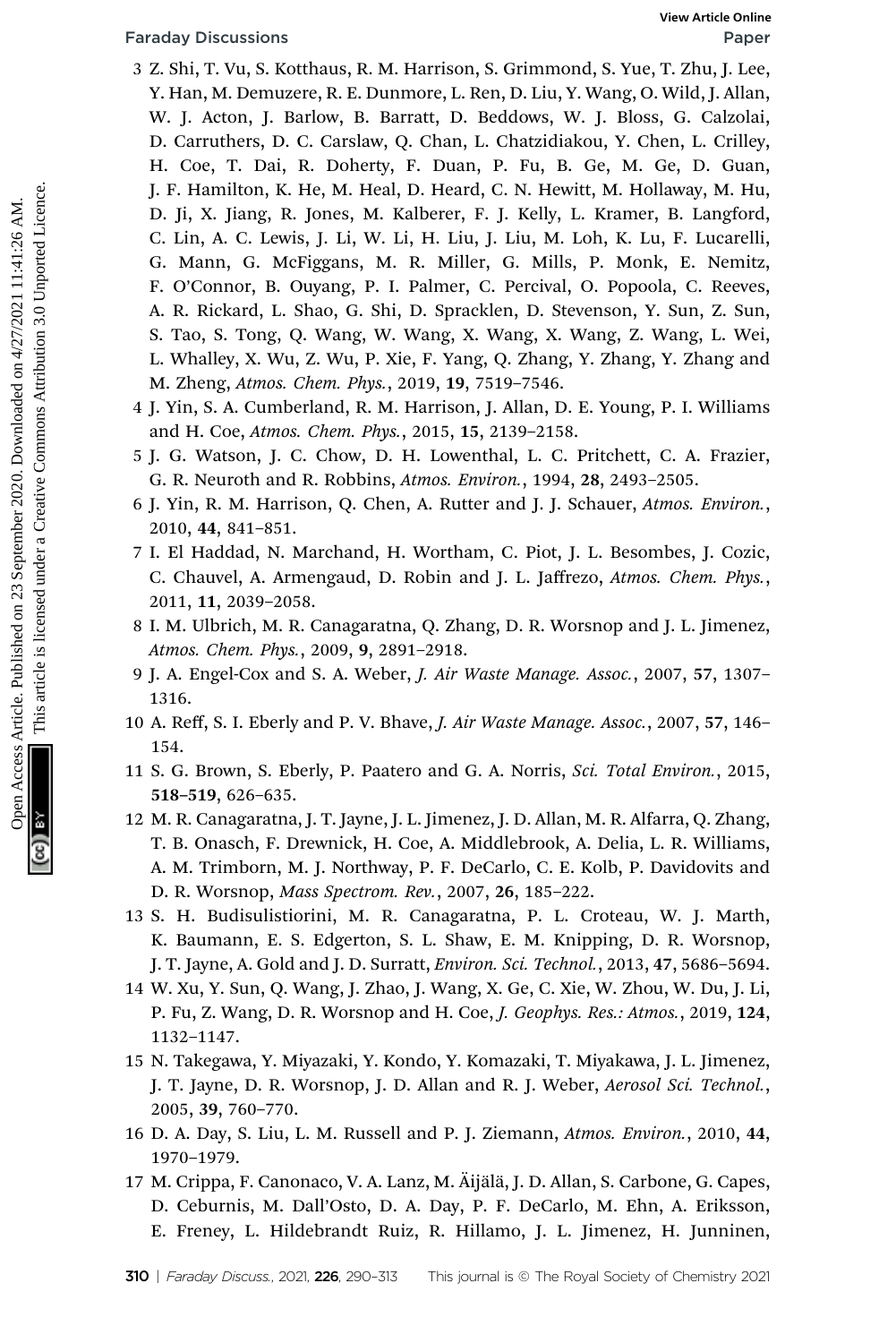3 Z. Shi, T. Vu, S. Kotthaus, R. M. Harrison, S. Grimmond, S. Yue, T. Zhu, J. Lee, Y. Han, M. Demuzere, R. E. Dunmore, L. Ren, D. Liu, Y. Wang, O. Wild, J. Allan, W. J. Acton, J. Barlow, B. Barratt, D. Beddows, W. J. Bloss, G. Calzolai, D. Carruthers, D. C. Carslaw, Q. Chan, L. Chatzidiakou, Y. Chen, L. Crilley, H. Coe, T. Dai, R. Doherty, F. Duan, P. Fu, B. Ge, M. Ge, D. Guan, J. F. Hamilton, K. He, M. Heal, D. Heard, C. N. Hewitt, M. Hollaway, M. Hu, D. Ji, X. Jiang, R. Jones, M. Kalberer, F. J. Kelly, L. Kramer, B. Langford, C. Lin, A. C. Lewis, J. Li, W. Li, H. Liu, J. Liu, M. Loh, K. Lu, F. Lucarelli, G. Mann, G. McFiggans, M. R. Miller, G. Mills, P. Monk, E. Nemitz, F. O'Connor, B. Ouyang, P. I. Palmer, C. Percival, O. Popoola, C. Reeves, A. R. Rickard, L. Shao, G. Shi, D. Spracklen, D. Stevenson, Y. Sun, Z. Sun, S. Tao, S. Tong, Q. Wang, W. Wang, X. Wang, X. Wang, Z. Wang, L. Wei, L. Whalley, X. Wu, Z. Wu, P. Xie, F. Yang, Q. Zhang, Y. Zhang, Y. Zhang and M. Zheng, *Atmos. Chem. Phys.*, 2019, **19**, 7519–7546.

4 J. Yin, S. A. Cumberland, R. M. Harrison, J. Allan, D. E. Young, P. I. Williams and H. Coe, *Atmos. Chem. Phys.*, 2015, **15**, 2139–2158.

5 J. G. Watson, J. C. Chow, D. H. Lowenthal, L. C. Pritchett, C. A. Frazier, G. R. Neuroth and R. Robbins, *Atmos. Environ.*, 1994, **28**, 2493–2505.

6 J. Yin, R. M. Harrison, Q. Chen, A. Rutter and J. J. Schauer, *Atmos. Environ.*, 2010, **44**, 841–851.

7 I. El Haddad, N. Marchand, H. Wortham, C. Piot, J. L. Besombes, J. Cozic, C. Chauvel, A. Armengaud, D. Robin and J. L. Jaffrezo, *Atmos. Chem. Phys.*, 2011, **11**, 2039–2058.

8 I. M. Ulbrich, M. R. Canagaratna, Q. Zhang, D. R. Worsnop and J. L. Jimenez, *Atmos. Chem. Phys.*, 2009, **9**, 2891–2918.

9 J. A. Engel-Cox and S. A. Weber, *J. Air Waste Manage. Assoc.*, 2007, **57**, 1307–1316.

10 A. Reff, S. I. Eberly and P. V. Bhave, *J. Air Waste Manage. Assoc.*, 2007, **57**, 146–154.

11 S. G. Brown, S. Eberly, P. Paatero and G. A. Norris, *Sci. Total Environ.*, 2015, **518–519**, 626–635.

12 M. R. Canagaratna, J. T. Jayne, J. L. Jimenez, J. D. Allan, M. R. Alfarra, Q. Zhang, T. B. Onasch, F. Drewnick, H. Coe, A. Middlebrook, A. Delia, L. R. Williams, A. M. Trimborn, M. J. Northway, P. F. DeCarlo, C. E. Kolb, P. Davidovits and D. R. Worsnop, *Mass Spectrom. Rev.*, 2007, **26**, 185–222.

13 S. H. Budisulistiorini, M. R. Canagaratna, P. L. Croteau, W. J. Marth, K. Baumann, E. S. Edgerton, S. L. Shaw, E. M. Knipping, D. R. Worsnop, J. T. Jayne, A. Gold and J. D. Surratt, *Environ. Sci. Technol.*, 2013, **47**, 5686–5694.

14 W. Xu, Y. Sun, Q. Wang, J. Zhao, J. Wang, X. Ge, C. Xie, W. Zhou, W. Du, J. Li, P. Fu, Z. Wang, D. R. Worsnop and H. Coe, *J. Geophys. Res.: Atmos.*, 2019, **124**, 1132–1147.

15 N. Takegawa, Y. Miyazaki, Y. Kondo, Y. Komazaki, T. Miyakawa, J. L. Jimenez, J. T. Jayne, D. R. Worsnop, J. D. Allan and R. J. Weber, *Aerosol Sci. Technol.*, 2005, **39**, 760–770.

16 D. A. Day, S. Liu, L. M. Russell and P. J. Ziemann, *Atmos. Environ.*, 2010, **44**, 1970–1979.

17 M. Crippa, F. Canonaco, V. A. Lanz, M. Äijälä, J. D. Allan, S. Carbone, G. Capes, D. Ceburnis, M. Dall'Osto, D. A. Day, P. F. DeCarlo, M. Ehn, A. Eriksson, E. Freney, L. Hildebrandt Ruiz, R. Hillamo, J. L. Jimenez, H. Junninen,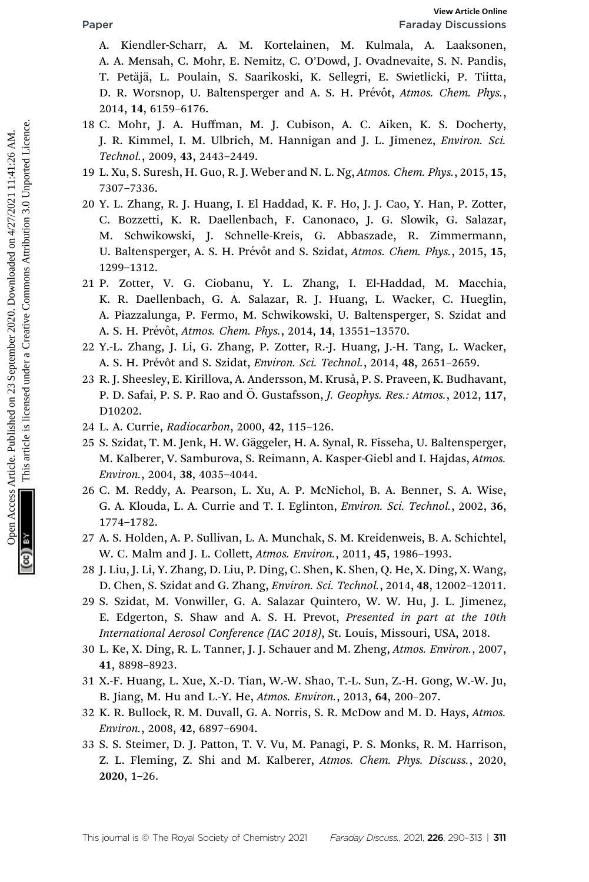A. Kiendler-Scharr, A. M. Kortelainen, M. Kulmala, A. Laaksonen, A. A. Mensah, C. Mohr, E. Nemitz, C. O'Dowd, J. Ovadnevaite, S. N. Pandis, T. Petäjä, L. Poulain, S. Saarikoski, K. Sellegri, E. Swietlicki, P. Tiitta, D. R. Worsnop, U. Baltensperger and A. S. H. Prévôt, *Atmos. Chem. Phys.*, 2014, **14**, 6159–6176.

18 C. Mohr, J. A. Huffman, M. J. Cubison, A. C. Aiken, K. S. Docherty, J. R. Kimmel, I. M. Ulbrich, M. Hannigan and J. L. Jimenez, *Environ. Sci. Technol.*, 2009, **43**, 2443–2449.

19 L. Xu, S. Suresh, H. Guo, R. J. Weber and N. L. Ng, *Atmos. Chem. Phys.*, 2015, **15**, 7307–7336.

20 Y. L. Zhang, R. J. Huang, I. El Haddad, K. F. Ho, J. J. Cao, Y. Han, P. Zotter, C. Bozzetti, K. R. Daellenbach, F. Canonaco, J. G. Slowik, G. Salazar, M. Schwikowski, J. Schnelle-Kreis, G. Abbaszade, R. Zimmermann, U. Baltensperger, A. S. H. Prévôt and S. Szidat, *Atmos. Chem. Phys.*, 2015, **15**, 1299–1312.

21 P. Zotter, V. G. Ciobanu, Y. L. Zhang, I. El-Haddad, M. Macchia, K. R. Daellenbach, G. A. Salazar, R. J. Huang, L. Wacker, C. Hueglin, A. Piazzalunga, P. Fermo, M. Schwikowski, U. Baltensperger, S. Szidat and A. S. H. Prévôt, *Atmos. Chem. Phys.*, 2014, **14**, 13551–13570.

22 Y.-L. Zhang, J. Li, G. Zhang, P. Zotter, R.-J. Huang, J.-H. Tang, L. Wacker, A. S. H. Prévôt and S. Szidat, *Environ. Sci. Technol.*, 2014, **48**, 2651–2659.

23 R. J. Sheesley, E. Kirillova, A. Andersson, M. Kruså, P. S. Praveen, K. Budhavant, P. D. Safai, P. S. P. Rao and Ö. Gustafsson, *J. Geophys. Res.: Atmos.*, 2012, **117**, D10202.

24 L. A. Currie, *Radiocarbon*, 2000, **42**, 115–126.

25 S. Szidat, T. M. Jenk, H. W. Gäggeler, H. A. Synal, R. Fisseha, U. Baltensperger, M. Kalberer, V. Samburova, S. Reimann, A. Kasper-Giebl and I. Hajdas, *Atmos. Environ.*, 2004, **38**, 4035–4044.

26 C. M. Reddy, A. Pearson, L. Xu, A. P. McNichol, B. A. Benner, S. A. Wise, G. A. Klouda, L. A. Currie and T. I. Eglinton, *Environ. Sci. Technol.*, 2002, **36**, 1774–1782.

27 A. S. Holden, A. P. Sullivan, L. A. Munchak, S. M. Kreidenweis, B. A. Schichtel, W. C. Malm and J. L. Collett, *Atmos. Environ.*, 2011, **45**, 1986–1993.

28 J. Liu, J. Li, Y. Zhang, D. Liu, P. Ding, C. Shen, K. Shen, Q. He, X. Ding, X. Wang, D. Chen, S. Szidat and G. Zhang, *Environ. Sci. Technol.*, 2014, **48**, 12002–12011.

29 S. Szidat, M. Vonwiller, G. A. Salazar Quintero, W. W. Hu, J. L. Jimenez, E. Edgerton, S. Shaw and A. S. H. Prevot, *Presented in part at the 10th International Aerosol Conference (IAC 2018)*, St. Louis, Missouri, USA, 2018.

30 L. Ke, X. Ding, R. L. Tanner, J. J. Schauer and M. Zheng, *Atmos. Environ.*, 2007, **41**, 8898–8923.

31 X.-F. Huang, L. Xue, X.-D. Tian, W.-W. Shao, T.-L. Sun, Z.-H. Gong, W.-W. Ju, B. Jiang, M. Hu and L.-Y. He, *Atmos. Environ.*, 2013, **64**, 200–207.

32 K. R. Bullock, R. M. Duvall, G. A. Norris, S. R. McDow and M. D. Hays, *Atmos. Environ.*, 2008, **42**, 6897–6904.

33 S. S. Steimer, D. J. Patton, T. V. Vu, M. Panagi, P. S. Monks, R. M. Harrison, Z. L. Fleming, Z. Shi and M. Kalberer, *Atmos. Chem. Phys. Discuss.*, 2020, **2020**, 1–26.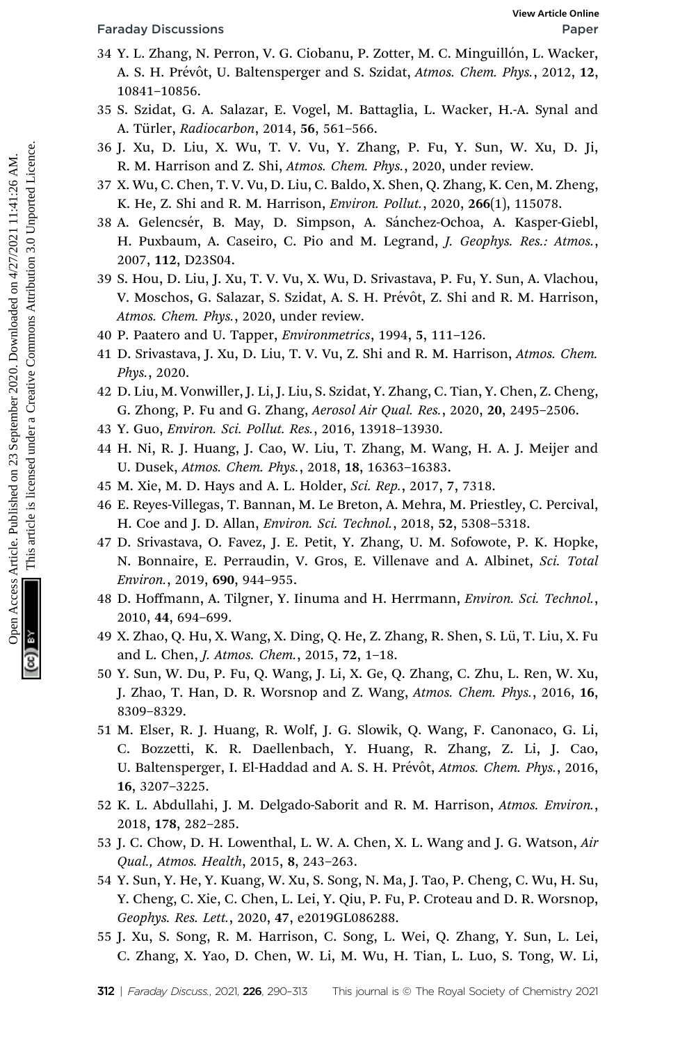34 Y. L. Zhang, N. Perron, V. G. Ciobanu, P. Zotter, M. C. Minguillón, L. Wacker, A. S. H. Prévôt, U. Baltensperger and S. Szidat, *Atmos. Chem. Phys.*, 2012, **12**, 10841–10856.

35 S. Szidat, G. A. Salazar, E. Vogel, M. Battaglia, L. Wacker, H.-A. Synal and A. Türler, *Radiocarbon*, 2014, **56**, 561–566.

36 J. Xu, D. Liu, X. Wu, T. V. Vu, Y. Zhang, P. Fu, Y. Sun, W. Xu, D. Ji, R. M. Harrison and Z. Shi, *Atmos. Chem. Phys.*, 2020, under review.

37 X. Wu, C. Chen, T. V. Vu, D. Liu, C. Baldo, X. Shen, Q. Zhang, K. Cen, M. Zheng, K. He, Z. Shi and R. M. Harrison, *Environ. Pollut.*, 2020, **266**(1), 115078.

38 A. Gelencsér, B. May, D. Simpson, A. Sánchez-Ochoa, A. Kasper-Giebl, H. Puxbaum, A. Caseiro, C. Pio and M. Legrand, *J. Geophys. Res.: Atmos.*, 2007, **112**, D23S04.

39 S. Hou, D. Liu, J. Xu, T. V. Vu, X. Wu, D. Srivastava, P. Fu, Y. Sun, A. Vlachou, V. Moschos, G. Salazar, S. Szidat, A. S. H. Prévôt, Z. Shi and R. M. Harrison, *Atmos. Chem. Phys.*, 2020, under review.

40 P. Paatero and U. Tapper, *Environmetrics*, 1994, **5**, 111–126.

41 D. Srivastava, J. Xu, D. Liu, T. V. Vu, Z. Shi and R. M. Harrison, *Atmos. Chem. Phys.*, 2020.

42 D. Liu, M. Vonwiller, J. Li, J. Liu, S. Szidat, Y. Zhang, C. Tian, Y. Chen, Z. Cheng, G. Zhong, P. Fu and G. Zhang, *Aerosol Air Qual. Res.*, 2020, **20**, 2495–2506.

43 Y. Guo, *Environ. Sci. Pollut. Res.*, 2016, 13918–13930.

44 H. Ni, R. J. Huang, J. Cao, W. Liu, T. Zhang, M. Wang, H. A. J. Meijer and U. Dusek, *Atmos. Chem. Phys.*, 2018, **18**, 16363–16383.

45 M. Xie, M. D. Hays and A. L. Holder, *Sci. Rep.*, 2017, **7**, 7318.

46 E. Reyes-Villegas, T. Bannan, M. Le Breton, A. Mehra, M. Priestley, C. Percival, H. Coe and J. D. Allan, *Environ. Sci. Technol.*, 2018, **52**, 5308–5318.

47 D. Srivastava, O. Favez, J. E. Petit, Y. Zhang, U. M. Sofowote, P. K. Hopke, N. Bonnaire, E. Perraudin, V. Gros, E. Villenave and A. Albinet, *Sci. Total Environ.*, 2019, **690**, 944–955.

48 D. Hoffmann, A. Tilgner, Y. Iinuma and H. Herrmann, *Environ. Sci. Technol.*, 2010, **44**, 694–699.

49 X. Zhao, Q. Hu, X. Wang, X. Ding, Q. He, Z. Zhang, R. Shen, S. Lü, T. Liu, X. Fu and L. Chen, *J. Atmos. Chem.*, 2015, **72**, 1–18.

50 Y. Sun, W. Du, P. Fu, Q. Wang, J. Li, X. Ge, Q. Zhang, C. Zhu, L. Ren, W. Xu, J. Zhao, T. Han, D. R. Worsnop and Z. Wang, *Atmos. Chem. Phys.*, 2016, **16**, 8309–8329.

51 M. Elser, R. J. Huang, R. Wolf, J. G. Slowik, Q. Wang, F. Canonaco, G. Li, C. Bozzetti, K. R. Daellenbach, Y. Huang, R. Zhang, Z. Li, J. Cao, U. Baltensperger, I. El-Haddad and A. S. H. Prévôt, *Atmos. Chem. Phys.*, 2016, **16**, 3207–3225.

52 K. L. Abdullahi, J. M. Delgado-Saborit and R. M. Harrison, *Atmos. Environ.*, 2018, **178**, 282–285.

53 J. C. Chow, D. H. Lowenthal, L. W. A. Chen, X. L. Wang and J. G. Watson, *Air Qual., Atmos. Health*, 2015, **8**, 243–263.

54 Y. Sun, Y. He, Y. Kuang, W. Xu, S. Song, N. Ma, J. Tao, P. Cheng, C. Wu, H. Su, Y. Cheng, C. Xie, C. Chen, L. Lei, Y. Qiu, P. Fu, P. Croteau and D. R. Worsnop, *Geophys. Res. Lett.*, 2020, **47**, e2019GL086288.

55 J. Xu, S. Song, R. M. Harrison, C. Song, L. Wei, Q. Zhang, Y. Sun, L. Lei, C. Zhang, X. Yao, D. Chen, W. Li, M. Wu, H. Tian, L. Luo, S. Tong, W. Li,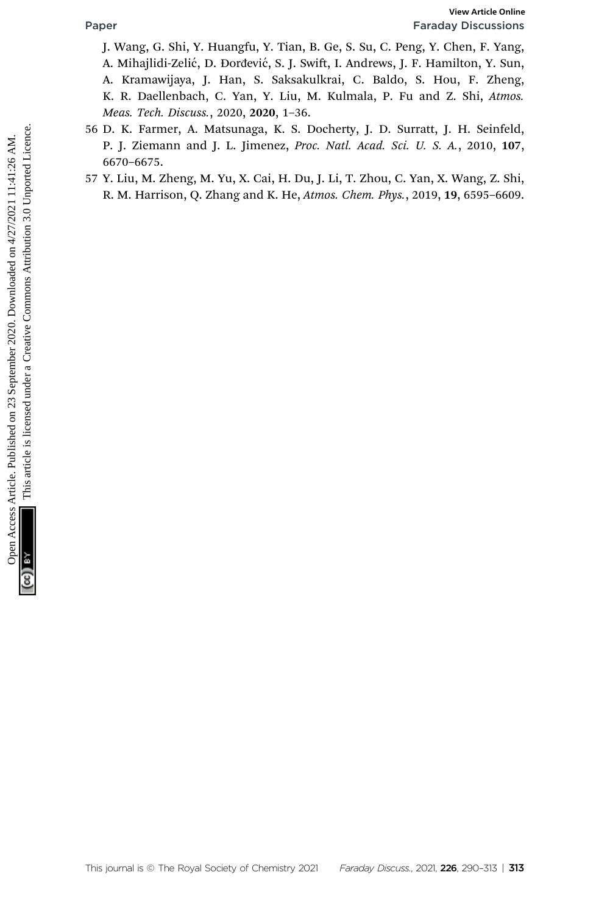J. Wang, G. Shi, Y. Huangfu, Y. Tian, B. Ge, S. Su, C. Peng, Y. Chen, F. Yang, A. Mihajlidi-Zelić, D. Đorđević, S. J. Swift, I. Andrews, J. F. Hamilton, Y. Sun, A. Kramawijaya, J. Han, S. Saksakulkrai, C. Baldo, S. Hou, F. Zheng, K. R. Daellenbach, C. Yan, Y. Liu, M. Kulmala, P. Fu and Z. Shi, *Atmos. Meas. Tech. Discuss.*, 2020, **2020**, 1–36.

56 D. K. Farmer, A. Matsunaga, K. S. Docherty, J. D. Surratt, J. H. Seinfeld, P. J. Ziemann and J. L. Jimenez, *Proc. Natl. Acad. Sci. U. S. A.*, 2010, **107**, 6670–6675.

57 Y. Liu, M. Zheng, M. Yu, X. Cai, H. Du, J. Li, T. Zhou, C. Yan, X. Wang, Z. Shi, R. M. Harrison, Q. Zhang and K. He, *Atmos. Chem. Phys.*, 2019, **19**, 6595–6609.